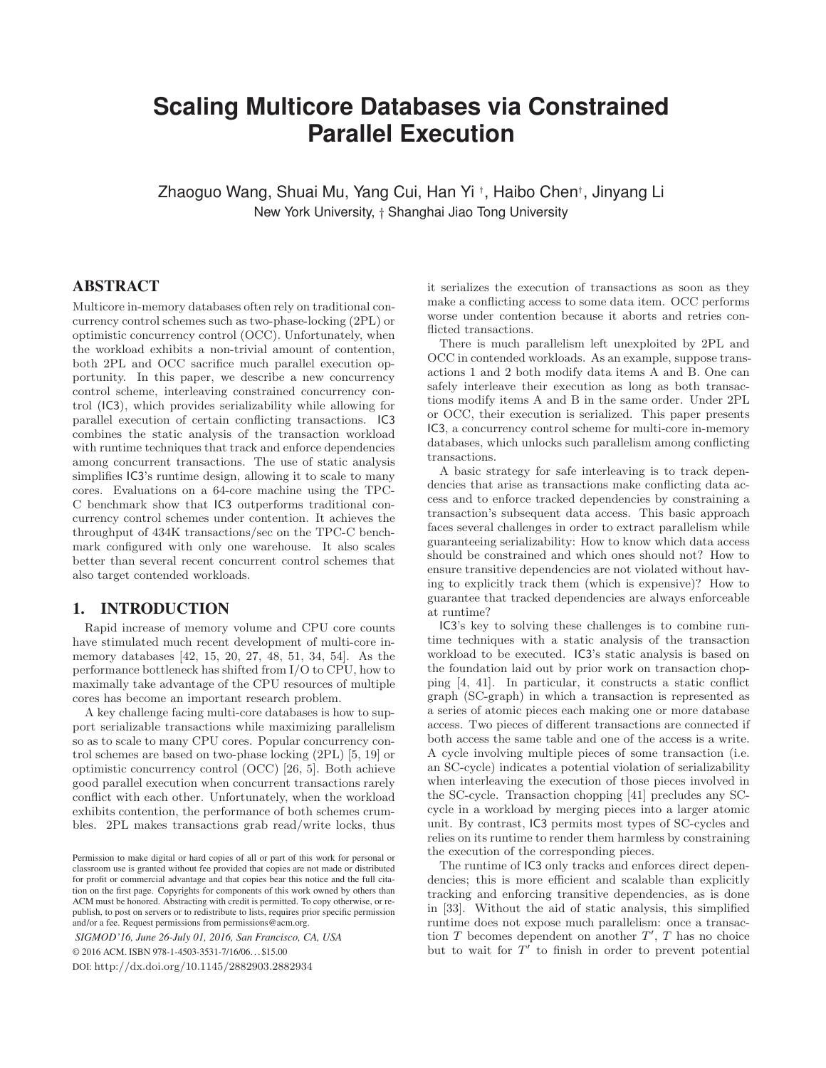# Scaling Multicore Databases via Constrained Parallel Execution

Zhaoguo Wang, Shuai Mu, Yang Cui, Han Yi [†], Haibo Chen[†], Jinyang Li

New York University, † Shanghai Jiao Tong University

## ABSTRACT

Multicore in-memory databases often rely on traditional concurrency control schemes such as two-phase-locking (2PL) or optimistic concurrency control (OCC). Unfortunately, when the workload exhibits a non-trivial amount of contention, both 2PL and OCC sacrifice much parallel execution opportunity. In this paper, we describe a new concurrency control scheme, interleaving constrained concurrency control (IC3), which provides serializability while allowing for parallel execution of certain conflicting transactions. IC3 combines the static analysis of the transaction workload with runtime techniques that track and enforce dependencies among concurrent transactions. The use of static analysis simplifies IC3's runtime design, allowing it to scale to many cores. Evaluations on a 64-core machine using the TPC-C benchmark show that IC3 outperforms traditional concurrency control schemes under contention. It achieves the throughput of 434K transactions/sec on the TPC-C benchmark configured with only one warehouse. It also scales better than several recent concurrent control schemes that also target contended workloads.

## 1. INTRODUCTION

Rapid increase of memory volume and CPU core counts have stimulated much recent development of multi-core in-memory databases [42, 15, 20, 27, 48, 51, 34, 54]. As the performance bottleneck has shifted from I/O to CPU, how to maximally take advantage of the CPU resources of multiple cores has become an important research problem.

A key challenge facing multi-core databases is how to support serializable transactions while maximizing parallelism so as to scale to many CPU cores. Popular concurrency control schemes are based on two-phase locking (2PL) [5, 19] or optimistic concurrency control (OCC) [26, 5]. Both achieve good parallel execution when concurrent transactions rarely conflict with each other. Unfortunately, when the workload exhibits contention, the performance of both schemes crumbles. 2PL makes transactions grab read/write locks, thus it serializes the execution of transactions as soon as they make a conflicting access to some data item. OCC performs worse under contention because it aborts and retries conflicted transactions.

There is much parallelism left unexploited by 2PL and OCC in contended workloads. As an example, suppose transactions 1 and 2 both modify data items A and B. One can safely interleave their execution as long as both transactions modify items A and B in the same order. Under 2PL or OCC, their execution is serialized. This paper presents IC3, a concurrency control scheme for multi-core in-memory databases, which unlocks such parallelism among conflicting transactions.

A basic strategy for safe interleaving is to track dependencies that arise as transactions make conflicting data access and to enforce tracked dependencies by constraining a transaction's subsequent data access. This basic approach faces several challenges in order to extract parallelism while guaranteeing serializability: How to know which data access should be constrained and which ones should not? How to ensure transitive dependencies are not violated without having to explicitly track them (which is expensive)? How to guarantee that tracked dependencies are always enforceable at runtime?

IC3's key to solving these challenges is to combine runtime techniques with a static analysis of the transaction workload to be executed. IC3's static analysis is based on the foundation laid out by prior work on transaction chopping [4, 41]. In particular, it constructs a static conflict graph (SC-graph) in which a transaction is represented as a series of atomic pieces each making one or more database access. Two pieces of different transactions are connected if both access the same table and one of the access is a write. A cycle involving multiple pieces of some transaction (i.e. an SC-cycle) indicates a potential violation of serializability when interleaving the execution of those pieces involved in the SC-cycle. Transaction chopping [41] precludes any SC-cycle in a workload by merging pieces into a larger atomic unit. By contrast, IC3 permits most types of SC-cycles and relies on its runtime to render them harmless by constraining the execution of the corresponding pieces.

The runtime of IC3 only tracks and enforces direct dependencies; this is more efficient and scalable than explicitly tracking and enforcing transitive dependencies, as is done in [33]. Without the aid of static analysis, this simplified runtime does not expose much parallelism: once a transaction $T$ becomes dependent on another $T'$, $T$ has no choice but to wait for $T'$ to finish in order to prevent potential

Permission to make digital or hard copies of all or part of this work for personal or classroom use is granted without fee provided that copies are not made or distributed for profit or commercial advantage and that copies bear this notice and the full citation on the first page. Copyrights for components of this work owned by others than ACM must be honored. Abstracting with credit is permitted. To copy otherwise, or republish, to post on servers or to redistribute to lists, requires prior specific permission and/or a fee. Request permissions from permissions@acm.org.

*SIGMOD'16, June 26-July 01, 2016, San Francisco, CA, USA*

© 2016 ACM. ISBN 978-1-4503-3531-7/16/06…$15.00

DOI: http://dx.doi.org/10.1145/2882903.2882934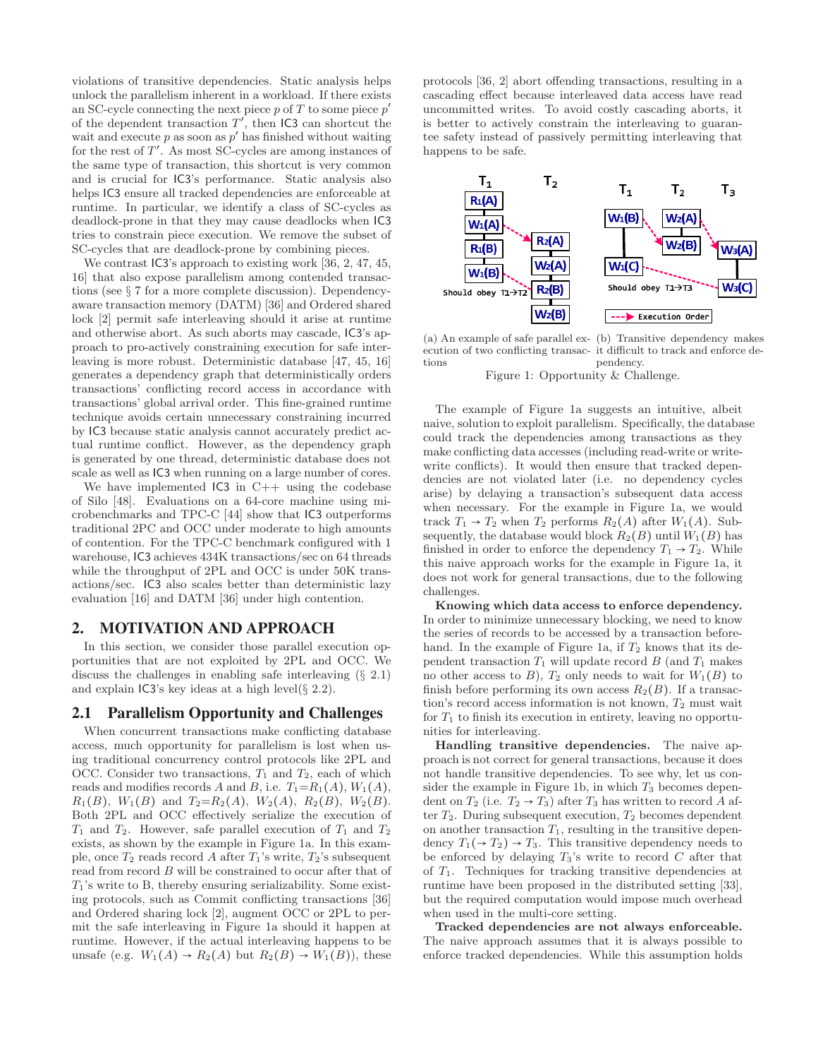violations of transitive dependencies. Static analysis helps unlock the parallelism inherent in a workload. If there exists an SC-cycle connecting the next piece $p$ of $T$ to some piece $p'$ of the dependent transaction $T'$, then IC3 can shortcut the wait and execute $p$ as soon as $p'$ has finished without waiting for the rest of $T'$. As most SC-cycles are among instances of the same type of transaction, this shortcut is very common and is crucial for IC3's performance. Static analysis also helps IC3 ensure all tracked dependencies are enforceable at runtime. In particular, we identify a class of SC-cycles as deadlock-prone in that they may cause deadlocks when IC3 tries to constrain piece execution. We remove the subset of SC-cycles that are deadlock-prone by combining pieces.

We contrast IC3's approach to existing work [36, 2, 47, 45, 16] that also expose parallelism among contended transactions (see § 7 for a more complete discussion). Dependency-aware transaction memory (DATM) [36] and Ordered shared lock [2] permit safe interleaving should it arise at runtime and otherwise abort. As such aborts may cascade, IC3's approach to pro-actively constraining execution for safe interleaving is more robust. Deterministic database [47, 45, 16] generates a dependency graph that deterministically orders transactions' conflicting record access in accordance with transactions' global arrival order. This fine-grained runtime technique avoids certain unnecessary constraining incurred by IC3 because static analysis cannot accurately predict actual runtime conflict. However, as the dependency graph is generated by one thread, deterministic database does not scale as well as IC3 when running on a large number of cores.

We have implemented IC3 in C++ using the codebase of Silo [48]. Evaluations on a 64-core machine using microbenchmarks and TPC-C [44] show that IC3 outperforms traditional 2PC and OCC under moderate to high amounts of contention. For the TPC-C benchmark configured with 1 warehouse, IC3 achieves 434K transactions/sec on 64 threads while the throughput of 2PL and OCC is under 50K transactions/sec. IC3 also scales better than deterministic lazy evaluation [16] and DATM [36] under high contention.

## 2. MOTIVATION AND APPROACH

In this section, we consider those parallel execution opportunities that are not exploited by 2PL and OCC. We discuss the challenges in enabling safe interleaving (§ 2.1) and explain IC3's key ideas at a high level(§ 2.2).

### 2.1 Parallelism Opportunity and Challenges

When concurrent transactions make conflicting database access, much opportunity for parallelism is lost when using traditional concurrency control protocols like 2PL and OCC. Consider two transactions, $T_1$ and $T_2$, each of which reads and modifies records $A$ and $B$, i.e. $T_1$=$R_1(A)$, $W_1(A)$, $R_1(B)$, $W_1(B)$ and $T_2$=$R_2(A)$, $W_2(A)$, $R_2(B)$, $W_2(B)$. Both 2PL and OCC effectively serialize the execution of $T_1$ and $T_2$. However, safe parallel execution of $T_1$ and $T_2$ exists, as shown by the example in Figure 1a. In this example, once $T_2$ reads record $A$ after $T_1$'s write, $T_2$'s subsequent read from record $B$ will be constrained to occur after that of $T_1$'s write to B, thereby ensuring serializability. Some existing protocols, such as Commit conflicting transactions [36] and Ordered sharing lock [2], augment OCC or 2PL to permit the safe interleaving in Figure 1a should it happen at runtime. However, if the actual interleaving happens to be unsafe (e.g. $W_1(A) \rightarrow R_2(A)$ but $R_2(B) \rightarrow W_1(B)$), these protocols [36, 2] abort offending transactions, resulting in a cascading effect because interleaved data access have read uncommitted writes. To avoid costly cascading aborts, it is better to actively constrain the interleaving to guarantee safety instead of passively permitting interleaving that happens to be safe.

(a) An example of safe parallel execution of two conflicting transactions

(b) Transitive dependency makes it difficult to track and enforce dependency.

Figure 1: Opportunity & Challenge.

The example of Figure 1a suggests an intuitive, albeit naive, solution to exploit parallelism. Specifically, the database could track the dependencies among transactions as they make conflicting data accesses (including read-write or write-write conflicts). It would then ensure that tracked dependencies are not violated later (i.e. no dependency cycles arise) by delaying a transaction's subsequent data access when necessary. For the example in Figure 1a, we would track $T_1 \rightarrow T_2$ when $T_2$ performs $R_2(A)$ after $W_1(A)$. Subsequently, the database would block $R_2(B)$ until $W_1(B)$ has finished in order to enforce the dependency $T_1 \rightarrow T_2$. While this naive approach works for the example in Figure 1a, it does not work for general transactions, due to the following challenges.

**Knowing which data access to enforce dependency.** In order to minimize unnecessary blocking, we need to know the series of records to be accessed by a transaction beforehand. In the example of Figure 1a, if $T_2$ knows that its dependent transaction $T_1$ will update record $B$ (and $T_1$ makes no other access to $B$), $T_2$ only needs to wait for $W_1(B)$ to finish before performing its own access $R_2(B)$. If a transaction's record access information is not known, $T_2$ must wait for $T_1$ to finish its execution in entirety, leaving no opportunities for interleaving.

**Handling transitive dependencies.** The naive approach is not correct for general transactions, because it does not handle transitive dependencies. To see why, let us consider the example in Figure 1b, in which $T_3$ becomes dependent on $T_2$ (i.e. $T_2 \rightarrow T_3$) after $T_3$ has written to record $A$ after $T_2$. During subsequent execution, $T_2$ becomes dependent on another transaction $T_1$, resulting in the transitive dependency $T_1 (\rightarrow T_2) \rightarrow T_3$. This transitive dependency needs to be enforced by delaying $T_3$'s write to record $C$ after that of $T_1$. Techniques for tracking transitive dependencies at runtime have been proposed in the distributed setting [33], but the required computation would impose much overhead when used in the multi-core setting.

**Tracked dependencies are not always enforceable.** The naive approach assumes that it is always possible to enforce tracked dependencies. While this assumption holds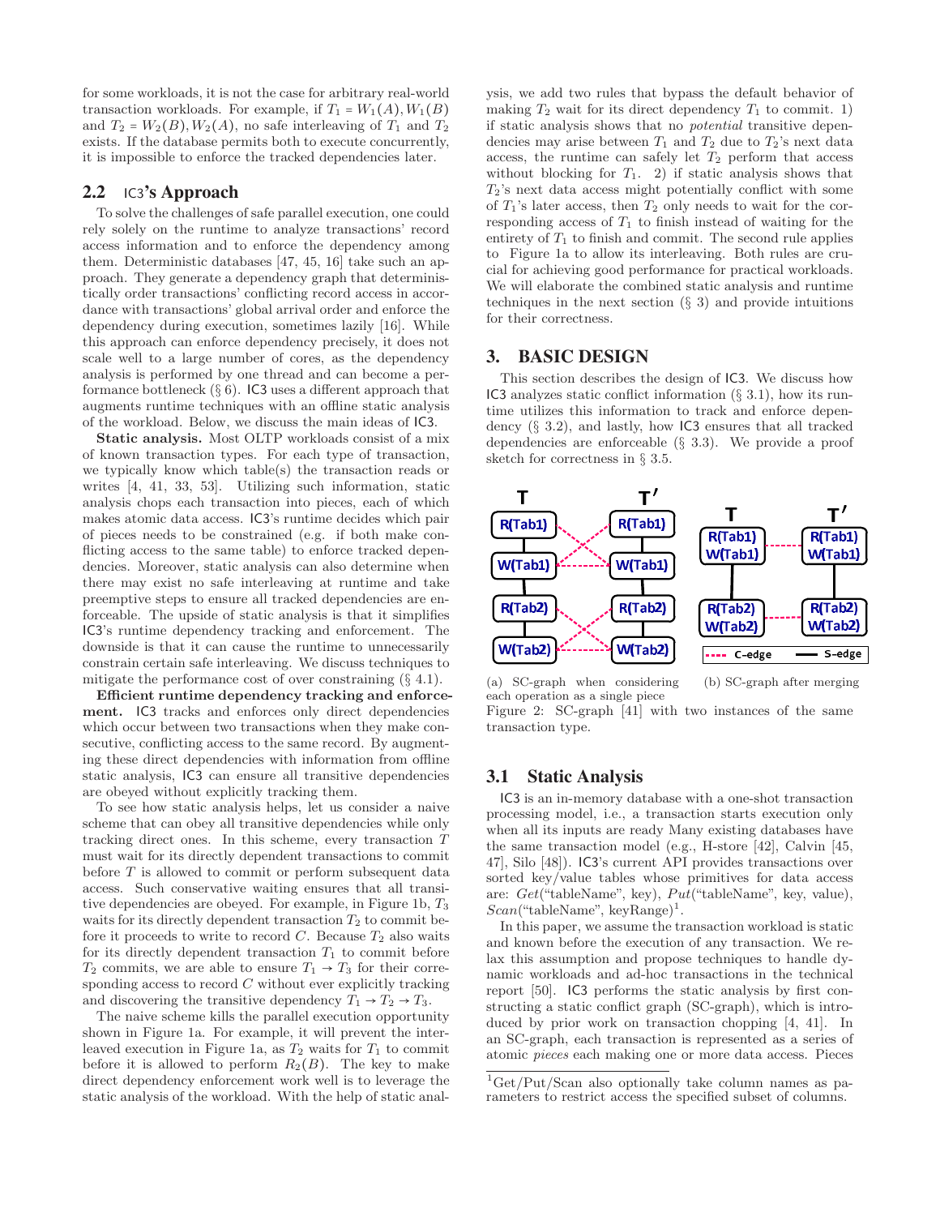for some workloads, it is not the case for arbitrary real-world transaction workloads. For example, if $T_1 = W_1(A), W_1(B)$ and $T_2 = W_2(B), W_2(A)$, no safe interleaving of $T_1$ and $T_2$ exists. If the database permits both to execute concurrently, it is impossible to enforce the tracked dependencies later.

## 2.2 IC3's Approach

To solve the challenges of safe parallel execution, one could rely solely on the runtime to analyze transactions' record access information and to enforce the dependency among them. Deterministic databases [47, 45, 16] take such an approach. They generate a dependency graph that deterministically order transactions' conflicting record access in accordance with transactions' global arrival order and enforce the dependency during execution, sometimes lazily [16]. While this approach can enforce dependency precisely, it does not scale well to a large number of cores, as the dependency analysis is performed by one thread and can become a performance bottleneck (§ 6). IC3 uses a different approach that augments runtime techniques with an offline static analysis of the workload. Below, we discuss the main ideas of IC3.

**Static analysis.** Most OLTP workloads consist of a mix of known transaction types. For each type of transaction, we typically know which table(s) the transaction reads or writes [4, 41, 33, 53]. Utilizing such information, static analysis chops each transaction into pieces, each of which makes atomic data access. IC3's runtime decides which pair of pieces needs to be constrained (e.g. if both make conflicting access to the same table) to enforce tracked dependencies. Moreover, static analysis can also determine when there may exist no safe interleaving at runtime and take preemptive steps to ensure all tracked dependencies are enforceable. The upside of static analysis is that it simplifies IC3's runtime dependency tracking and enforcement. The downside is that it can cause the runtime to unnecessarily constrain certain safe interleaving. We discuss techniques to mitigate the performance cost of over constraining (§ 4.1).

**Efficient runtime dependency tracking and enforcement.** IC3 tracks and enforces only direct dependencies which occur between two transactions when they make consecutive, conflicting access to the same record. By augmenting these direct dependencies with information from offline static analysis, IC3 can ensure all transitive dependencies are obeyed without explicitly tracking them.

To see how static analysis helps, let us consider a naive scheme that can obey all transitive dependencies while only tracking direct ones. In this scheme, every transaction $T$ must wait for its directly dependent transactions to commit before $T$ is allowed to commit or perform subsequent data access. Such conservative waiting ensures that all transitive dependencies are obeyed. For example, in Figure 1b, $T_3$ waits for its directly dependent transaction $T_2$ to commit before it proceeds to write to record $C$. Because $T_2$ also waits for its directly dependent transaction $T_1$ to commit before $T_2$ commits, we are able to ensure $T_1 \to T_3$ for their corresponding access to record $C$ without ever explicitly tracking and discovering the transitive dependency $T_1 \to T_2 \to T_3$.

The naive scheme kills the parallel execution opportunity shown in Figure 1a. For example, it will prevent the interleaved execution in Figure 1a, as $T_2$ waits for $T_1$ to commit before it is allowed to perform $R_2(B)$. The key to make direct dependency enforcement work well is to leverage the static analysis of the workload. With the help of static analysis, we add two rules that bypass the default behavior of making $T_2$ wait for its direct dependency $T_1$ to commit. 1) if static analysis shows that no *potential* transitive dependencies may arise between $T_1$ and $T_2$ due to $T_2$'s next data access, the runtime can safely let $T_2$ perform that access without blocking for $T_1$. 2) if static analysis shows that $T_2$'s next data access might potentially conflict with some of $T_1$'s later access, then $T_2$ only needs to wait for the corresponding access of $T_1$ to finish instead of waiting for the entirety of $T_1$ to finish and commit. The second rule applies to Figure 1a to allow its interleaving. Both rules are crucial for achieving good performance for practical workloads. We will elaborate the combined static analysis and runtime techniques in the next section (§ 3) and provide intuitions for their correctness.

# 3. BASIC DESIGN

This section describes the design of IC3. We discuss how IC3 analyzes static conflict information (§ 3.1), how its runtime utilizes this information to track and enforce dependency (§ 3.2), and lastly, how IC3 ensures that all tracked dependencies are enforceable (§ 3.3). We provide a proof sketch for correctness in § 3.5.

(a) SC-graph when considering each operation as a single piece

(b) SC-graph after merging

Figure 2: SC-graph [41] with two instances of the same transaction type.

## 3.1 Static Analysis

IC3 is an in-memory database with a one-shot transaction processing model, i.e., a transaction starts execution only when all its inputs are ready Many existing databases have the same transaction model (e.g., H-store [42], Calvin [45, 47], Silo [48]). IC3's current API provides transactions over sorted key/value tables whose primitives for data access are: *Get*("tableName", key), *Put*("tableName", key, value), *Scan*("tableName", keyRange)[1].

In this paper, we assume the transaction workload is static and known before the execution of any transaction. We relax this assumption and propose techniques to handle dynamic workloads and ad-hoc transactions in the technical report [50]. IC3 performs the static analysis by first constructing a static conflict graph (SC-graph), which is introduced by prior work on transaction chopping [4, 41]. In an SC-graph, each transaction is represented as a series of atomic *pieces* each making one or more data access. Pieces

[1] Get/Put/Scan also optionally take column names as parameters to restrict access the specified subset of columns.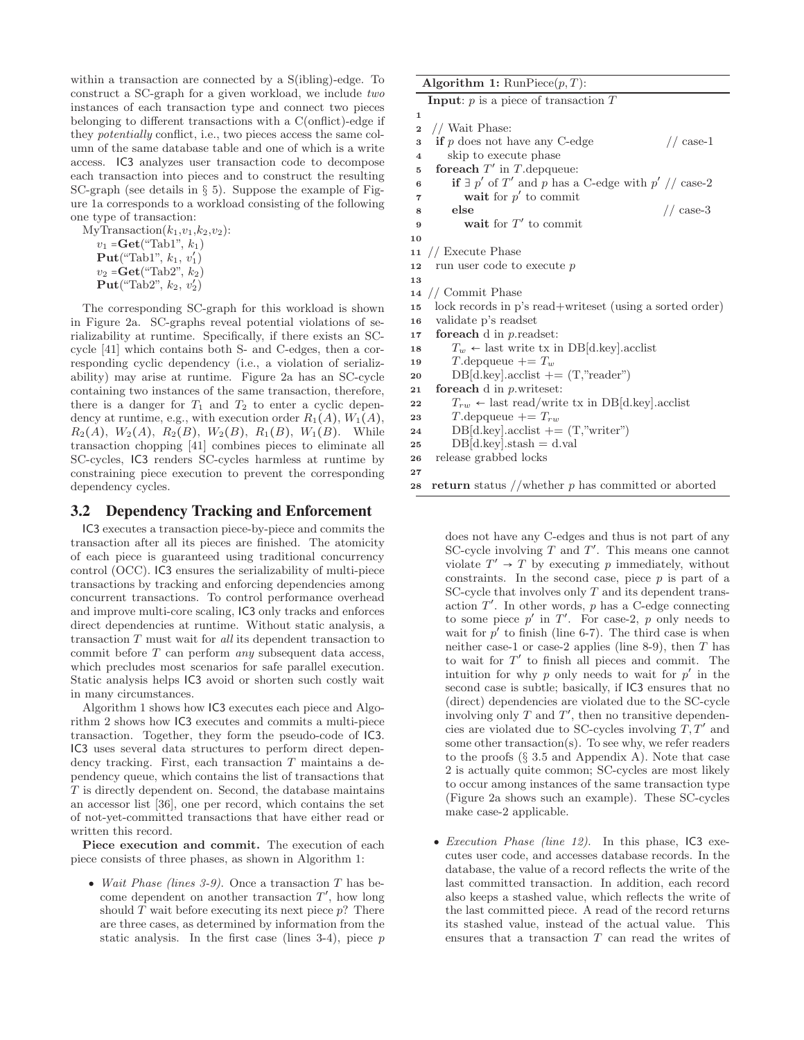within a transaction are connected by a S(ibling)-edge. To construct a SC-graph for a given workload, we include *two* instances of each transaction type and connect two pieces belonging to different transactions with a C(onflict)-edge if they *potentially* conflict, i.e., two pieces access the same column of the same database table and one of which is a write access. IC3 analyzes user transaction code to decompose each transaction into pieces and to construct the resulting SC-graph (see details in § 5). Suppose the example of Figure 1a corresponds to a workload consisting of the following one type of transaction:

MyTransaction($k_1$,$v_1$,$k_2$,$v_2$):
  $v_1$ =**Get**("Tab1", $k_1$)
  **Put**("Tab1", $k_1$, $v_1'$)
  $v_2$ =**Get**("Tab2", $k_2$)
  **Put**("Tab2", $k_2$, $v_2'$)

The corresponding SC-graph for this workload is shown in Figure 2a. SC-graphs reveal potential violations of serializability at runtime. Specifically, if there exists an SC-cycle [41] which contains both S- and C-edges, then a corresponding cyclic dependency (i.e., a violation of serializability) may arise at runtime. Figure 2a has an SC-cycle containing two instances of the same transaction, therefore, there is a danger for $T_1$ and $T_2$ to enter a cyclic dependency at runtime, e.g., with execution order $R_1(A)$, $W_1(A)$, $R_2(A)$, $W_2(A)$, $R_2(B)$, $W_2(B)$, $R_1(B)$, $W_1(B)$. While transaction chopping [41] combines pieces to eliminate all SC-cycles, IC3 renders SC-cycles harmless at runtime by constraining piece execution to prevent the corresponding dependency cycles.

## 3.2 Dependency Tracking and Enforcement

IC3 executes a transaction piece-by-piece and commits the transaction after all its pieces are finished. The atomicity of each piece is guaranteed using traditional concurrency control (OCC). IC3 ensures the serializability of multi-piece transactions by tracking and enforcing dependencies among concurrent transactions. To control performance overhead and improve multi-core scaling, IC3 only tracks and enforces direct dependencies at runtime. Without static analysis, a transaction $T$ must wait for *all* its dependent transaction to commit before $T$ can perform *any* subsequent data access, which precludes most scenarios for safe parallel execution. Static analysis helps IC3 avoid or shorten such costly wait in many circumstances.

Algorithm 1 shows how IC3 executes each piece and Algorithm 2 shows how IC3 executes and commits a multi-piece transaction. Together, they form the pseudo-code of IC3. IC3 uses several data structures to perform direct dependency tracking. First, each transaction $T$ maintains a dependency queue, which contains the list of transactions that $T$ is directly dependent on. Second, the database maintains an accessor list [36], one per record, which contains the set of not-yet-committed transactions that have either read or written this record.

**Piece execution and commit.** The execution of each piece consists of three phases, as shown in Algorithm 1:

**Algorithm 1:** RunPiece($p$, $T$):

```
   Input: p is a piece of transaction T
1
2  // Wait Phase:
3  if p does not have any C-edge                     // case-1
4      skip to execute phase
5  foreach T' in T.depqueue:
6      if ∃ p' of T' and p has a C-edge with p'      // case-2
7          wait for p' to commit
8      else                                          // case-3
9          wait for T' to commit
10
11 // Execute Phase
12 run user code to execute p
13
14 // Commit Phase
15 lock records in p's read+writeset (using a sorted order)
16 validate p's readset
17 foreach d in p.readset:
18     T_w ← last write tx in DB[d.key].acclist
19     T.depqueue += T_w
20     DB[d.key].acclist += (T,"reader")
21 foreach d in p.writeset:
22     T_rw ← last read/write tx in DB[d.key].acclist
23     T.depqueue += T_rw
24     DB[d.key].acclist += (T,"writer")
25     DB[d.key].stash = d.val
26 release grabbed locks
27
28 return status //whether p has committed or aborted
```

- *Wait Phase (lines 3-9).* Once a transaction $T$ has become dependent on another transaction $T'$, how long should $T$ wait before executing its next piece $p$? There are three cases, as determined by information from the static analysis. In the first case (lines 3-4), piece $p$ does not have any C-edges and thus is not part of any SC-cycle involving $T$ and $T'$. This means one cannot violate $T' \rightarrow T$ by executing $p$ immediately, without constraints. In the second case, piece $p$ is part of a SC-cycle that involves only $T$ and its dependent transaction $T'$. In other words, $p$ has a C-edge connecting to some piece $p'$ in $T'$. For case-2, $p$ only needs to wait for $p'$ to finish (line 6-7). The third case is when neither case-1 or case-2 applies (line 8-9), then $T$ has to wait for $T'$ to finish all pieces and commit. The intuition for why $p$ only needs to wait for $p'$ in the second case is subtle; basically, if IC3 ensures that no (direct) dependencies are violated due to the SC-cycle involving only $T$ and $T'$, then no transitive dependencies are violated due to SC-cycles involving $T, T'$ and some other transaction(s). To see why, we refer readers to the proofs (§ 3.5 and Appendix A). Note that case 2 is actually quite common; SC-cycles are most likely to occur among instances of the same transaction type (Figure 2a shows such an example). These SC-cycles make case-2 applicable.

- *Execution Phase (line 12).* In this phase, IC3 executes user code, and accesses database records. In the database, the value of a record reflects the write of the last committed transaction. In addition, each record also keeps a stashed value, which reflects the write of the last committed piece. A read of the record returns its stashed value, instead of the actual value. This ensures that a transaction $T$ can read the writes of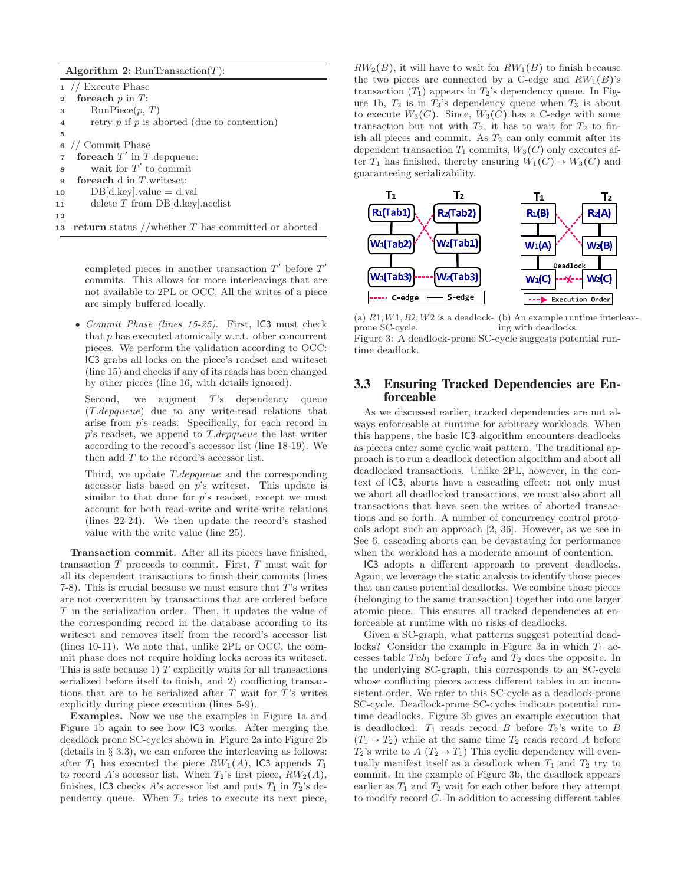**Algorithm 2:** RunTransaction($T$):

```
1  // Execute Phase
2  foreach p in T:
3      RunPiece(p, T)
4      retry p if p is aborted (due to contention)
5
6  // Commit Phase
7  foreach T' in T.depqueue:
8      wait for T' to commit
9  foreach d in T.writeset:
10     DB[d.key].value = d.val
11     delete T from DB[d.key].acclist
12
13 return status //whether T has committed or aborted
```

completed pieces in another transaction $T'$ before $T'$ commits. This allows for more interleavings that are not available to 2PL or OCC. All the writes of a piece are simply buffered locally.

- *Commit Phase (lines 15-25).* First, IC3 must check that $p$ has executed atomically w.r.t. other concurrent pieces. We perform the validation according to OCC: IC3 grabs all locks on the piece's readset and writeset (line 15) and checks if any of its reads has been changed by other pieces (line 16, with details ignored).

  Second, we augment $T$'s dependency queue (*T.depqueue*) due to any write-read relations that arise from $p$'s reads. Specifically, for each record in $p$'s readset, we append to *T.depqueue* the last writer according to the record's accessor list (line 18-19). We then add $T$ to the record's accessor list.

  Third, we update *T.depqueue* and the corresponding accessor lists based on $p$'s writeset. This update is similar to that done for $p$'s readset, except we must account for both read-write and write-write relations (lines 22-24). We then update the record's stashed value with the write value (line 25).

**Transaction commit.** After all its pieces have finished, transaction $T$ proceeds to commit. First, $T$ must wait for all its dependent transactions to finish their commits (lines 7-8). This is crucial because we must ensure that $T$'s writes are not overwritten by transactions that are ordered before $T$ in the serialization order. Then, it updates the value of the corresponding record in the database according to its writeset and removes itself from the record's accessor list (lines 10-11). We note that, unlike 2PL or OCC, the commit phase does not require holding locks across its writeset. This is safe because 1) $T$ explicitly waits for all transactions serialized before itself to finish, and 2) conflicting transactions that are to be serialized after $T$ wait for $T$'s writes explicitly during piece execution (lines 5-9).

**Examples.** Now we use the examples in Figure 1a and Figure 1b again to see how IC3 works. After merging the deadlock prone SC-cycles shown in Figure 2a into Figure 2b (details in § 3.3), we can enforce the interleaving as follows: after $T_1$ has executed the piece $RW_1(A)$, IC3 appends $T_1$ to record $A$'s accessor list. When $T_2$'s first piece, $RW_2(A)$, finishes, IC3 checks $A$'s accessor list and puts $T_1$ in $T_2$'s dependency queue. When $T_2$ tries to execute its next piece, $RW_2(B)$, it will have to wait for $RW_1(B)$ to finish because the two pieces are connected by a C-edge and $RW_1(B)$'s transaction ($T_1$) appears in $T_2$'s dependency queue. In Figure 1b, $T_2$ is in $T_3$'s dependency queue when $T_3$ is about to execute $W_3(C)$. Since, $W_3(C)$ has a C-edge with some transaction but not with $T_2$, it has to wait for $T_2$ to finish all pieces and commit. As $T_2$ can only commit after its dependent transaction $T_1$ commits, $W_3(C)$ only executes after $T_1$ has finished, thereby ensuring $W_1(C) \rightarrow W_3(C)$ and guaranteeing serializability.

(a) $R1, W1, R2, W2$ is a deadlock-prone SC-cycle.

(b) An example runtime interleaving with deadlocks.

Figure 3: A deadlock-prone SC-cycle suggests potential runtime deadlock.

## 3.3 Ensuring Tracked Dependencies are Enforceable

As we discussed earlier, tracked dependencies are not always enforceable at runtime for arbitrary workloads. When this happens, the basic IC3 algorithm encounters deadlocks as pieces enter some cyclic wait pattern. The traditional approach is to run a deadlock detection algorithm and abort all deadlocked transactions. Unlike 2PL, however, in the context of IC3, aborts have a cascading effect: not only must we abort all deadlocked transactions, we must also abort all transactions that have seen the writes of aborted transactions and so forth. A number of concurrency control protocols adopt such an approach [2, 36]. However, as we see in Sec 6, cascading aborts can be devastating for performance when the workload has a moderate amount of contention.

IC3 adopts a different approach to prevent deadlocks. Again, we leverage the static analysis to identify those pieces that can cause potential deadlocks. We combine those pieces (belonging to the same transaction) together into one larger atomic piece. This ensures all tracked dependencies at enforceable at runtime with no risks of deadlocks.

Given a SC-graph, what patterns suggest potential deadlocks? Consider the example in Figure 3a in which $T_1$ accesses table $Tab_1$ before $Tab_2$ and $T_2$ does the opposite. In the underlying SC-graph, this corresponds to an SC-cycle whose conflicting pieces access different tables in an inconsistent order. We refer to this SC-cycle as a deadlock-prone SC-cycle. Deadlock-prone SC-cycles indicate potential runtime deadlocks. Figure 3b gives an example execution that is deadlocked: $T_1$ reads record $B$ before $T_2$'s write to $B$ ($T_1 \rightarrow T_2$) while at the same time $T_2$ reads record $A$ before $T_2$'s write to $A$ ($T_2 \rightarrow T_1$) This cyclic dependency will eventually manifest itself as a deadlock when $T_1$ and $T_2$ try to commit. In the example of Figure 3b, the deadlock appears earlier as $T_1$ and $T_2$ wait for each other before they attempt to modify record $C$. In addition to accessing different tables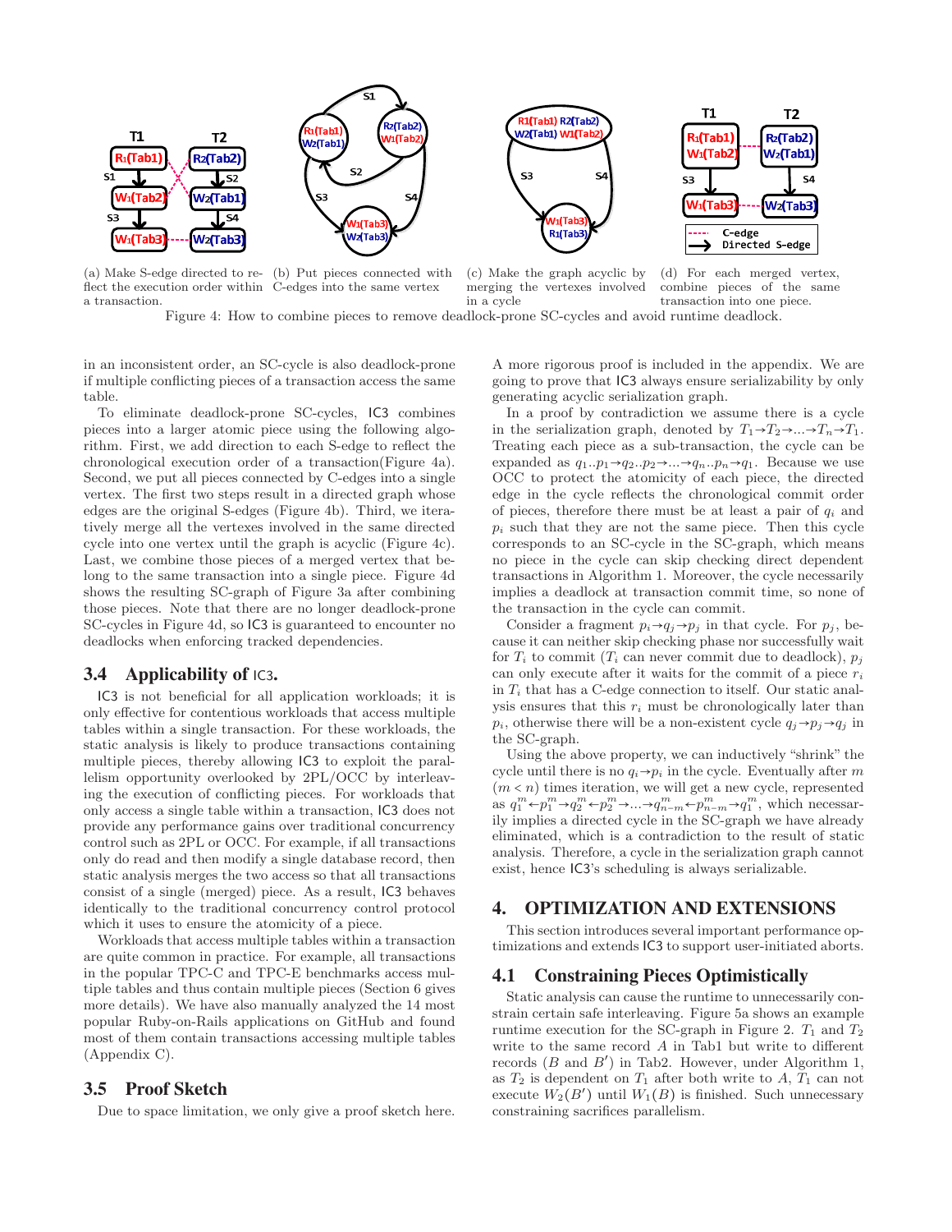(a) Make S-edge directed to reflect the execution order within a transaction.

(b) Put pieces connected with C-edges into the same vertex

(c) Make the graph acyclic by merging the vertexes involved in a cycle

(d) For each merged vertex, combine pieces of the same transaction into one piece.

Figure 4: How to combine pieces to remove deadlock-prone SC-cycles and avoid runtime deadlock.

in an inconsistent order, an SC-cycle is also deadlock-prone if multiple conflicting pieces of a transaction access the same table.

To eliminate deadlock-prone SC-cycles, IC3 combines pieces into a larger atomic piece using the following algorithm. First, we add direction to each S-edge to reflect the chronological execution order of a transaction(Figure 4a). Second, we put all pieces connected by C-edges into a single vertex. The first two steps result in a directed graph whose edges are the original S-edges (Figure 4b). Third, we iteratively merge all the vertexes involved in the same directed cycle into one vertex until the graph is acyclic (Figure 4c). Last, we combine those pieces of a merged vertex that belong to the same transaction into a single piece. Figure 4d shows the resulting SC-graph of Figure 3a after combining those pieces. Note that there are no longer deadlock-prone SC-cycles in Figure 4d, so IC3 is guaranteed to encounter no deadlocks when enforcing tracked dependencies.

## 3.4 Applicability of IC3.

IC3 is not beneficial for all application workloads; it is only effective for contentious workloads that access multiple tables within a single transaction. For these workloads, the static analysis is likely to produce transactions containing multiple pieces, thereby allowing IC3 to exploit the parallelism opportunity overlooked by 2PL/OCC by interleaving the execution of conflicting pieces. For workloads that only access a single table within a transaction, IC3 does not provide any performance gains over traditional concurrency control such as 2PL or OCC. For example, if all transactions only do read and then modify a single database record, then static analysis merges the two access so that all transactions consist of a single (merged) piece. As a result, IC3 behaves identically to the traditional concurrency control protocol which it uses to ensure the atomicity of a piece.

Workloads that access multiple tables within a transaction are quite common in practice. For example, all transactions in the popular TPC-C and TPC-E benchmarks access multiple tables and thus contain multiple pieces (Section 6 gives more details). We have also manually analyzed the 14 most popular Ruby-on-Rails applications on GitHub and found most of them contain transactions accessing multiple tables (Appendix C).

## 3.5 Proof Sketch

Due to space limitation, we only give a proof sketch here. A more rigorous proof is included in the appendix. We are going to prove that IC3 always ensure serializability by only generating acyclic serialization graph.

In a proof by contradiction we assume there is a cycle in the serialization graph, denoted by $T_1 \rightarrow T_2 \rightarrow ... \rightarrow T_n \rightarrow T_1$. Treating each piece as a sub-transaction, the cycle can be expanded as $q_1..p_1 \rightarrow q_2..p_2 \rightarrow ... \rightarrow q_n..p_n \rightarrow q_1$. Because we use OCC to protect the atomicity of each piece, the directed edge in the cycle reflects the chronological commit order of pieces, therefore there must be at least a pair of $q_i$ and $p_i$ such that they are not the same piece. Then this cycle corresponds to an SC-cycle in the SC-graph, which means no piece in the cycle can skip checking direct dependent transactions in Algorithm 1. Moreover, the cycle necessarily implies a deadlock at transaction commit time, so none of the transaction in the cycle can commit.

Consider a fragment $p_i \rightarrow q_j \rightarrow p_j$ in that cycle. For $p_j$, because it can neither skip checking phase nor successfully wait for $T_i$ to commit ($T_i$ can never commit due to deadlock), $p_j$ can only execute after it waits for the commit of a piece $r_i$ in $T_i$ that has a C-edge connection to itself. Our static analysis ensures that this $r_i$ must be chronologically later than $p_i$, otherwise there will be a non-existent cycle $q_j \rightarrow p_j \rightarrow q_j$ in the SC-graph.

Using the above property, we can inductively "shrink" the cycle until there is no $q_i \rightarrow p_i$ in the cycle. Eventually after $m$ ($m < n$) times iteration, we will get a new cycle, represented as $q_1^m \leftarrow p_1^m \rightarrow q_2^m \leftarrow p_2^m \rightarrow ... \rightarrow q_{n-m}^m \leftarrow p_{n-m}^m \rightarrow q_1^m$, which necessarily implies a directed cycle in the SC-graph we have already eliminated, which is a contradiction to the result of static analysis. Therefore, a cycle in the serialization graph cannot exist, hence IC3's scheduling is always serializable.

# 4. OPTIMIZATION AND EXTENSIONS

This section introduces several important performance optimizations and extends IC3 to support user-initiated aborts.

## 4.1 Constraining Pieces Optimistically

Static analysis can cause the runtime to unnecessarily constrain certain safe interleaving. Figure 5a shows an example runtime execution for the SC-graph in Figure 2. $T_1$ and $T_2$ write to the same record $A$ in Tab1 but write to different records ($B$ and $B'$) in Tab2. However, under Algorithm 1, as $T_2$ is dependent on $T_1$ after both write to $A$, $T_1$ can not execute $W_2(B')$ until $W_1(B)$ is finished. Such unnecessary constraining sacrifices parallelism.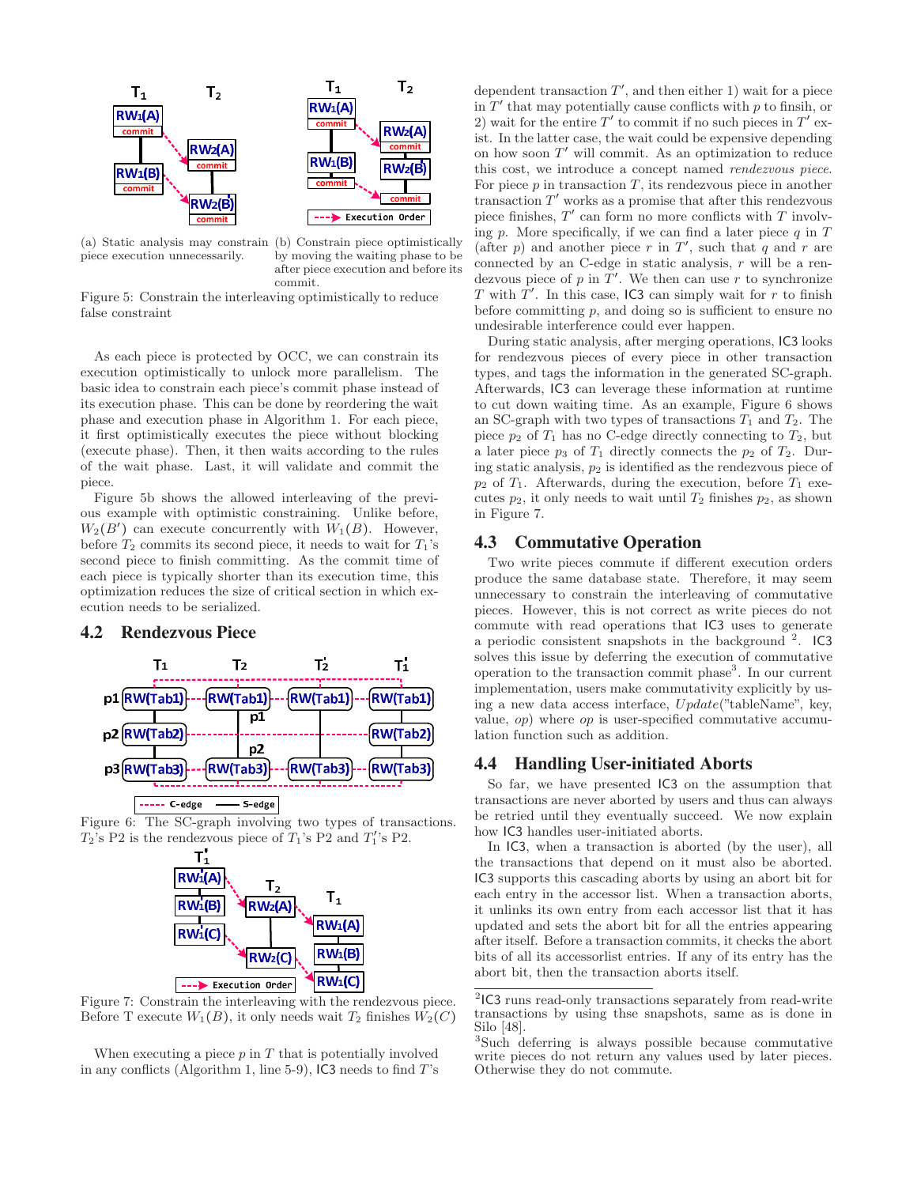(a) Static analysis may constrain piece execution unnecessarily.

(b) Constrain piece optimistically by moving the waiting phase to be after piece execution and before its commit.

Figure 5: Constrain the interleaving optimistically to reduce false constraint

As each piece is protected by OCC, we can constrain its execution optimistically to unlock more parallelism. The basic idea to constrain each piece's commit phase instead of its execution phase. This can be done by reordering the wait phase and execution phase in Algorithm 1. For each piece, it first optimistically executes the piece without blocking (execute phase). Then, it then waits according to the rules of the wait phase. Last, it will validate and commit the piece.

Figure 5b shows the allowed interleaving of the previous example with optimistic constraining. Unlike before, $W_2(B')$ can execute concurrently with $W_1(B)$. However, before $T_2$ commits its second piece, it needs to wait for $T_1$'s second piece to finish committing. As the commit time of each piece is typically shorter than its execution time, this optimization reduces the size of critical section in which execution needs to be serialized.

## 4.2 Rendezvous Piece

Figure 6: The SC-graph involving two types of transactions. $T_2$'s P2 is the rendezvous piece of $T_1$'s P2 and $T_1'$'s P2.

Figure 7: Constrain the interleaving with the rendezvous piece. Before T execute $W_1(B)$, it only needs wait $T_2$ finishes $W_2(C)$

When executing a piece $p$ in $T$ that is potentially involved in any conflicts (Algorithm 1, line 5-9), IC3 needs to find $T$'s dependent transaction $T'$, and then either 1) wait for a piece in $T'$ that may potentially cause conflicts with $p$ to finsih, or 2) wait for the entire $T'$ to commit if no such pieces in $T'$ exist. In the latter case, the wait could be expensive depending on how soon $T'$ will commit. As an optimization to reduce this cost, we introduce a concept named *rendezvous piece*. For piece $p$ in transaction $T$, its rendezvous piece in another transaction $T'$ works as a promise that after this rendezvous piece finishes, $T'$ can form no more conflicts with $T$ involving $p$. More specifically, if we can find a later piece $q$ in $T$ (after $p$) and another piece $r$ in $T'$, such that $q$ and $r$ are connected by an C-edge in static analysis, $r$ will be a rendezvous piece of $p$ in $T'$. We then can use $r$ to synchronize $T$ with $T'$. In this case, IC3 can simply wait for $r$ to finish before committing $p$, and doing so is sufficient to ensure no undesirable interference could ever happen.

During static analysis, after merging operations, IC3 looks for rendezvous pieces of every piece in other transaction types, and tags the information in the generated SC-graph. Afterwards, IC3 can leverage these information at runtime to cut down waiting time. As an example, Figure 6 shows an SC-graph with two types of transactions $T_1$ and $T_2$. The piece $p_2$ of $T_1$ has no C-edge directly connecting to $T_2$, but a later piece $p_3$ of $T_1$ directly connects the $p_2$ of $T_2$. During static analysis, $p_2$ is identified as the rendezvous piece of $p_2$ of $T_1$. Afterwards, during the execution, before $T_1$ executes $p_2$, it only needs to wait until $T_2$ finishes $p_2$, as shown in Figure 7.

## 4.3 Commutative Operation

Two write pieces commute if different execution orders produce the same database state. Therefore, it may seem unnecessary to constrain the interleaving of commutative pieces. However, this is not correct as write pieces do not commute with read operations that IC3 uses to generate a periodic consistent snapshots in the background [2]. IC3 solves this issue by deferring the execution of commutative operation to the transaction commit phase[3]. In our current implementation, users make commutativity explicitly by using a new data access interface, *Update*("tableName", key, value, *op*) where *op* is user-specified commutative accumulation function such as addition.

## 4.4 Handling User-initiated Aborts

So far, we have presented IC3 on the assumption that transactions are never aborted by users and thus can always be retried until they eventually succeed. We now explain how IC3 handles user-initiated aborts.

In IC3, when a transaction is aborted (by the user), all the transactions that depend on it must also be aborted. IC3 supports this cascading aborts by using an abort bit for each entry in the accessor list. When a transaction aborts, it unlinks its own entry from each accessor list that it has updated and sets the abort bit for all the entries appearing after itself. Before a transaction commits, it checks the abort bits of all its accessorlist entries. If any of its entry has the abort bit, then the transaction aborts itself.

[2] IC3 runs read-only transactions separately from read-write transactions by using thse snapshots, same as is done in Silo [48].

[3] Such deferring is always possible because commutative write pieces do not return any values used by later pieces. Otherwise they do not commute.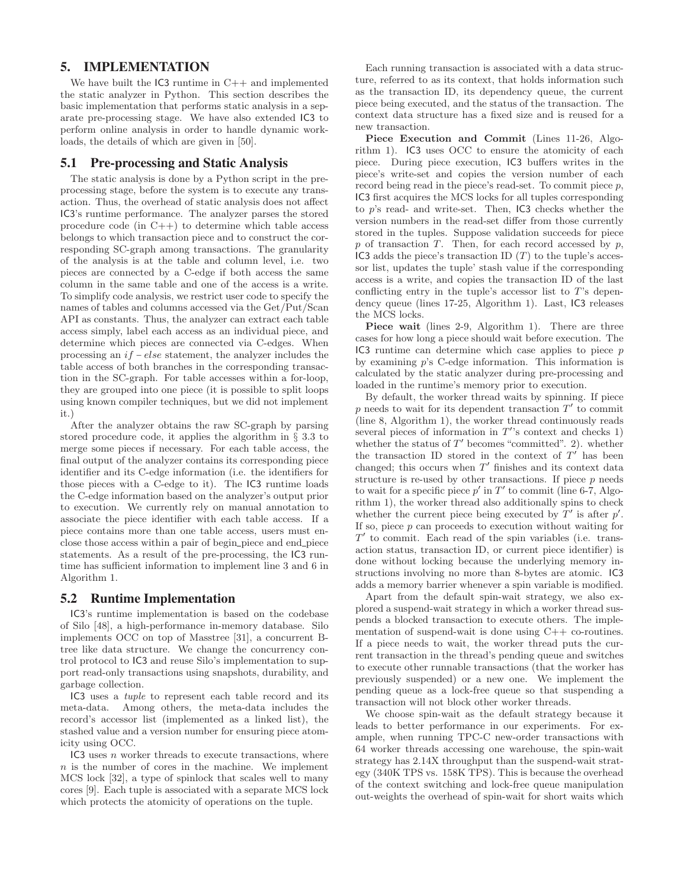## 5. IMPLEMENTATION

We have built the IC3 runtime in C++ and implemented the static analyzer in Python. This section describes the basic implementation that performs static analysis in a separate pre-processing stage. We have also extended IC3 to perform online analysis in order to handle dynamic workloads, the details of which are given in [50].

### 5.1 Pre-processing and Static Analysis

The static analysis is done by a Python script in the pre-processing stage, before the system is to execute any transaction. Thus, the overhead of static analysis does not affect IC3's runtime performance. The analyzer parses the stored procedure code (in C++) to determine which table access belongs to which transaction piece and to construct the corresponding SC-graph among transactions. The granularity of the analysis is at the table and column level, i.e. two pieces are connected by a C-edge if both access the same column in the same table and one of the access is a write. To simplify code analysis, we restrict user code to specify the names of tables and columns accessed via the Get/Put/Scan API as constants. Thus, the analyzer can extract each table access simply, label each access as an individual piece, and determine which pieces are connected via C-edges. When processing an $if-else$ statement, the analyzer includes the table access of both branches in the corresponding transaction in the SC-graph. For table accesses within a for-loop, they are grouped into one piece (it is possible to split loops using known compiler techniques, but we did not implement it.)

After the analyzer obtains the raw SC-graph by parsing stored procedure code, it applies the algorithm in § 3.3 to merge some pieces if necessary. For each table access, the final output of the analyzer contains its corresponding piece identifier and its C-edge information (i.e. the identifiers for those pieces with a C-edge to it). The IC3 runtime loads the C-edge information based on the analyzer's output prior to execution. We currently rely on manual annotation to associate the piece identifier with each table access. If a piece contains more than one table access, users must enclose those access within a pair of begin_piece and end_piece statements. As a result of the pre-processing, the IC3 runtime has sufficient information to implement line 3 and 6 in Algorithm 1.

### 5.2 Runtime Implementation

IC3's runtime implementation is based on the codebase of Silo [48], a high-performance in-memory database. Silo implements OCC on top of Masstree [31], a concurrent B-tree like data structure. We change the concurrency control protocol to IC3 and reuse Silo's implementation to support read-only transactions using snapshots, durability, and garbage collection.

IC3 uses a *tuple* to represent each table record and its meta-data. Among others, the meta-data includes the record's accessor list (implemented as a linked list), the stashed value and a version number for ensuring piece atomicity using OCC.

IC3 uses $n$ worker threads to execute transactions, where $n$ is the number of cores in the machine. We implement MCS lock [32], a type of spinlock that scales well to many cores [9]. Each tuple is associated with a separate MCS lock which protects the atomicity of operations on the tuple.

Each running transaction is associated with a data structure, referred to as its context, that holds information such as the transaction ID, its dependency queue, the current piece being executed, and the status of the transaction. The context data structure has a fixed size and is reused for a new transaction.

**Piece Execution and Commit** (Lines 11-26, Algorithm 1). IC3 uses OCC to ensure the atomicity of each piece. During piece execution, IC3 buffers writes in the piece's write-set and copies the version number of each record being read in the piece's read-set. To commit piece $p$, IC3 first acquires the MCS locks for all tuples corresponding to $p$'s read- and write-set. Then, IC3 checks whether the version numbers in the read-set differ from those currently stored in the tuples. Suppose validation succeeds for piece $p$ of transaction $T$. Then, for each record accessed by $p$, IC3 adds the piece's transaction ID ($T$) to the tuple's accessor list, updates the tuple' stash value if the corresponding access is a write, and copies the transaction ID of the last conflicting entry in the tuple's accessor list to $T$'s dependency queue (lines 17-25, Algorithm 1). Last, IC3 releases the MCS locks.

**Piece wait** (lines 2-9, Algorithm 1). There are three cases for how long a piece should wait before execution. The IC3 runtime can determine which case applies to piece $p$ by examining $p$'s C-edge information. This information is calculated by the static analyzer during pre-processing and loaded in the runtime's memory prior to execution.

By default, the worker thread waits by spinning. If piece $p$ needs to wait for its dependent transaction $T'$ to commit (line 8, Algorithm 1), the worker thread continuously reads several pieces of information in $T'$'s context and checks 1) whether the status of $T'$ becomes "committed". 2). whether the transaction ID stored in the context of $T'$ has been changed; this occurs when $T'$ finishes and its context data structure is re-used by other transactions. If piece $p$ needs to wait for a specific piece $p'$ in $T'$ to commit (line 6-7, Algorithm 1), the worker thread also additionally spins to check whether the current piece being executed by $T'$ is after $p'$. If so, piece $p$ can proceeds to execution without waiting for $T'$ to commit. Each read of the spin variables (i.e. transaction status, transaction ID, or current piece identifier) is done without locking because the underlying memory instructions involving no more than 8-bytes are atomic. IC3 adds a memory barrier whenever a spin variable is modified.

Apart from the default spin-wait strategy, we also explored a suspend-wait strategy in which a worker thread suspends a blocked transaction to execute others. The implementation of suspend-wait is done using C++ co-routines. If a piece needs to wait, the worker thread puts the current transaction in the thread's pending queue and switches to execute other runnable transactions (that the worker has previously suspended) or a new one. We implement the pending queue as a lock-free queue so that suspending a transaction will not block other worker threads.

We choose spin-wait as the default strategy because it leads to better performance in our experiments. For example, when running TPC-C new-order transactions with 64 worker threads accessing one warehouse, the spin-wait strategy has 2.14X throughput than the suspend-wait strategy (340K TPS vs. 158K TPS). This is because the overhead of the context switching and lock-free queue manipulation out-weights the overhead of spin-wait for short waits which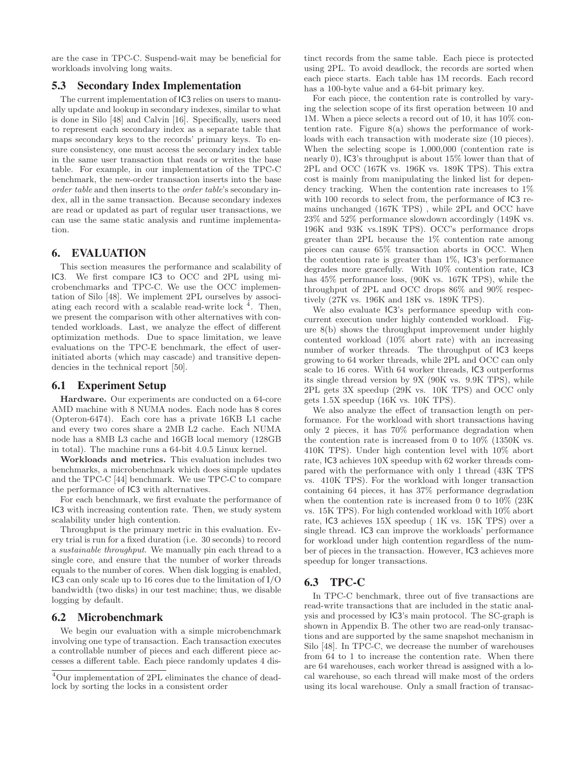are the case in TPC-C. Suspend-wait may be beneficial for workloads involving long waits.

## 5.3 Secondary Index Implementation

The current implementation of IC3 relies on users to manually update and lookup in secondary indexes, similar to what is done in Silo [48] and Calvin [16]. Specifically, users need to represent each secondary index as a separate table that maps secondary keys to the records' primary keys. To ensure consistency, one must access the secondary index table in the same user transaction that reads or writes the base table. For example, in our implementation of the TPC-C benchmark, the new-order transaction inserts into the base *order table* and then inserts to the *order table*'s secondary index, all in the same transaction. Because secondary indexes are read or updated as part of regular user transactions, we can use the same static analysis and runtime implementation.

# 6. EVALUATION

This section measures the performance and scalability of IC3. We first compare IC3 to OCC and 2PL using microbenchmarks and TPC-C. We use the OCC implementation of Silo [48]. We implement 2PL ourselves by associating each record with a scalable read-write lock [4]. Then, we present the comparison with other alternatives with contended workloads. Last, we analyze the effect of different optimization methods. Due to space limitation, we leave evaluations on the TPC-E benchmark, the effect of user-initiated aborts (which may cascade) and transitive dependencies in the technical report [50].

## 6.1 Experiment Setup

**Hardware.** Our experiments are conducted on a 64-core AMD machine with 8 NUMA nodes. Each node has 8 cores (Opteron-6474). Each core has a private 16KB L1 cache and every two cores share a 2MB L2 cache. Each NUMA node has a 8MB L3 cache and 16GB local memory (128GB in total). The machine runs a 64-bit 4.0.5 Linux kernel.

**Workloads and metrics.** This evaluation includes two benchmarks, a microbenchmark which does simple updates and the TPC-C [44] benchmark. We use TPC-C to compare the performance of IC3 with alternatives.

For each benchmark, we first evaluate the performance of IC3 with increasing contention rate. Then, we study system scalability under high contention.

Throughput is the primary metric in this evaluation. Every trial is run for a fixed duration (i.e. 30 seconds) to record a *sustainable throughput*. We manually pin each thread to a single core, and ensure that the number of worker threads equals to the number of cores. When disk logging is enabled, IC3 can only scale up to 16 cores due to the limitation of I/O bandwidth (two disks) in our test machine; thus, we disable logging by default.

## 6.2 Microbenchmark

We begin our evaluation with a simple microbenchmark involving one type of transaction. Each transaction executes a controllable number of pieces and each different piece accesses a different table. Each piece randomly updates 4 distinct records from the same table. Each piece is protected using 2PL. To avoid deadlock, the records are sorted when each piece starts. Each table has 1M records. Each record has a 100-byte value and a 64-bit primary key.

For each piece, the contention rate is controlled by varying the selection scope of its first operation between 10 and 1M. When a piece selects a record out of 10, it has 10% contention rate. Figure 8(a) shows the performance of workloads with each transaction with moderate size (10 pieces). When the selecting scope is 1,000,000 (contention rate is nearly 0), IC3's throughput is about 15% lower than that of 2PL and OCC (167K vs. 196K vs. 189K TPS). This extra cost is mainly from manipulating the linked list for dependency tracking. When the contention rate increases to 1% with 100 records to select from, the performance of IC3 remains unchanged (167K TPS) , while 2PL and OCC have 23% and 52% performance slowdown accordingly (149K vs. 196K and 93K vs.189K TPS). OCC's performance drops greater than 2PL because the 1% contention rate among pieces can cause 65% transaction aborts in OCC. When the contention rate is greater than 1%, IC3's performance degrades more gracefully. With 10% contention rate, IC3 has 45% performance loss, (90K vs. 167K TPS), while the throughput of 2PL and OCC drops 86% and 90% respectively (27K vs. 196K and 18K vs. 189K TPS).

We also evaluate IC3's performance speedup with concurrent execution under highly contended workload. Figure 8(b) shows the throughput improvement under highly contented workload (10% abort rate) with an increasing number of worker threads. The throughput of IC3 keeps growing to 64 worker threads, while 2PL and OCC can only scale to 16 cores. With 64 worker threads, IC3 outperforms its single thread version by 9X (90K vs. 9.9K TPS), while 2PL gets 3X speedup (29K vs. 10K TPS) and OCC only gets 1.5X speedup (16K vs. 10K TPS).

We also analyze the effect of transaction length on performance. For the workload with short transactions having only 2 pieces, it has 70% performance degradation when the contention rate is increased from 0 to 10% (1350K vs. 410K TPS). Under high contention level with 10% abort rate, IC3 achieves 10X speedup with 62 worker threads compared with the performance with only 1 thread (43K TPS vs. 410K TPS). For the workload with longer transaction containing 64 pieces, it has 37% performance degradation when the contention rate is increased from 0 to 10% (23K vs. 15K TPS). For high contended workload with 10% abort rate, IC3 achieves 15X speedup ( 1K vs. 15K TPS) over a single thread. IC3 can improve the workloads' performance for workload under high contention regardless of the number of pieces in the transaction. However, IC3 achieves more speedup for longer transactions.

## 6.3 TPC-C

In TPC-C benchmark, three out of five transactions are read-write transactions that are included in the static analysis and processed by IC3's main protocol. The SC-graph is shown in Appendix B. The other two are read-only transactions and are supported by the same snapshot mechanism in Silo [48]. In TPC-C, we decrease the number of warehouses from 64 to 1 to increase the contention rate. When there are 64 warehouses, each worker thread is assigned with a local warehouse, so each thread will make most of the orders using its local warehouse. Only a small fraction of transac-

[4]Our implementation of 2PL eliminates the chance of deadlock by sorting the locks in a consistent order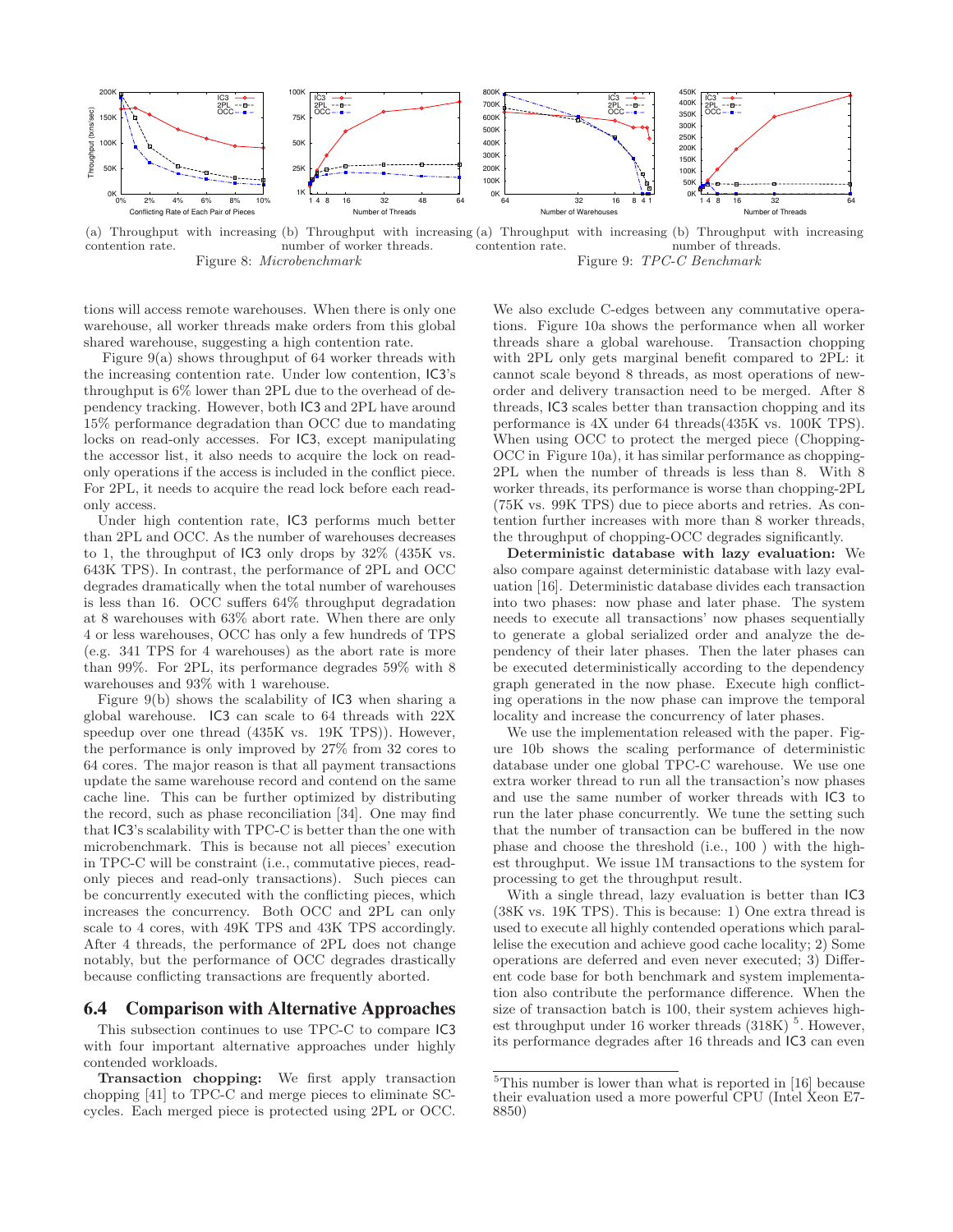(a) Throughput with increasing contention rate.

(b) Throughput with increasing number of worker threads.

Figure 8: *Microbenchmark*

(a) Throughput with increasing contention rate.

(b) Throughput with increasing number of threads.

Figure 9: *TPC-C Benchmark*

tions will access remote warehouses. When there is only one warehouse, all worker threads make orders from this global shared warehouse, suggesting a high contention rate.

Figure 9(a) shows throughput of 64 worker threads with the increasing contention rate. Under low contention, IC3's throughput is 6% lower than 2PL due to the overhead of dependency tracking. However, both IC3 and 2PL have around 15% performance degradation than OCC due to mandating locks on read-only accesses. For IC3, except manipulating the accessor list, it also needs to acquire the lock on read-only operations if the access is included in the conflict piece. For 2PL, it needs to acquire the read lock before each read-only access.

Under high contention rate, IC3 performs much better than 2PL and OCC. As the number of warehouses decreases to 1, the throughput of IC3 only drops by 32% (435K vs. 643K TPS). In contrast, the performance of 2PL and OCC degrades dramatically when the total number of warehouses is less than 16. OCC suffers 64% throughput degradation at 8 warehouses with 63% abort rate. When there are only 4 or less warehouses, OCC has only a few hundreds of TPS (e.g. 341 TPS for 4 warehouses) as the abort rate is more than 99%. For 2PL, its performance degrades 59% with 8 warehouses and 93% with 1 warehouse.

Figure 9(b) shows the scalability of IC3 when sharing a global warehouse. IC3 can scale to 64 threads with 22X speedup over one thread (435K vs. 19K TPS)). However, the performance is only improved by 27% from 32 cores to 64 cores. The major reason is that all payment transactions update the same warehouse record and contend on the same cache line. This can be further optimized by distributing the record, such as phase reconciliation [34]. One may find that IC3's scalability with TPC-C is better than the one with microbenchmark. This is because not all pieces' execution in TPC-C will be constraint (i.e., commutative pieces, read-only pieces and read-only transactions). Such pieces can be concurrently executed with the conflicting pieces, which increases the concurrency. Both OCC and 2PL can only scale to 4 cores, with 49K TPS and 43K TPS accordingly. After 4 threads, the performance of 2PL does not change notably, but the performance of OCC degrades drastically because conflicting transactions are frequently aborted.

## 6.4 Comparison with Alternative Approaches

This subsection continues to use TPC-C to compare IC3 with four important alternative approaches under highly contended workloads.

**Transaction chopping:** We first apply transaction chopping [41] to TPC-C and merge pieces to eliminate SC-cycles. Each merged piece is protected using 2PL or OCC. We also exclude C-edges between any commutative operations. Figure 10a shows the performance when all worker threads share a global warehouse. Transaction chopping with 2PL only gets marginal benefit compared to 2PL: it cannot scale beyond 8 threads, as most operations of new-order and delivery transaction need to be merged. After 8 threads, IC3 scales better than transaction chopping and its performance is 4X under 64 threads(435K vs. 100K TPS). When using OCC to protect the merged piece (Chopping-OCC in Figure 10a), it has similar performance as chopping-2PL when the number of threads is less than 8. With 8 worker threads, its performance is worse than chopping-2PL (75K vs. 99K TPS) due to piece aborts and retries. As contention further increases with more than 8 worker threads, the throughput of chopping-OCC degrades significantly.

**Deterministic database with lazy evaluation:** We also compare against deterministic database with lazy evaluation [16]. Deterministic database divides each transaction into two phases: now phase and later phase. The system needs to execute all transactions' now phases sequentially to generate a global serialized order and analyze the dependency of their later phases. Then the later phases can be executed deterministically according to the dependency graph generated in the now phase. Execute high conflicting operations in the now phase can improve the temporal locality and increase the concurrency of later phases.

We use the implementation released with the paper. Figure 10b shows the scaling performance of deterministic database under one global TPC-C warehouse. We use one extra worker thread to run all the transaction's now phases and use the same number of worker threads with IC3 to run the later phase concurrently. We tune the setting such that the number of transaction can be buffered in the now phase and choose the threshold (i.e., 100 ) with the highest throughput. We issue 1M transactions to the system for processing to get the throughput result.

With a single thread, lazy evaluation is better than IC3 (38K vs. 19K TPS). This is because: 1) One extra thread is used to execute all highly contended operations which parallelise the execution and achieve good cache locality; 2) Some operations are deferred and even never executed; 3) Different code base for both benchmark and system implementation also contribute the performance difference. When the size of transaction batch is 100, their system achieves highest throughput under 16 worker threads (318K) [5]. However, its performance degrades after 16 threads and IC3 can even

[5] This number is lower than what is reported in [16] because their evaluation used a more powerful CPU (Intel Xeon E7-8850)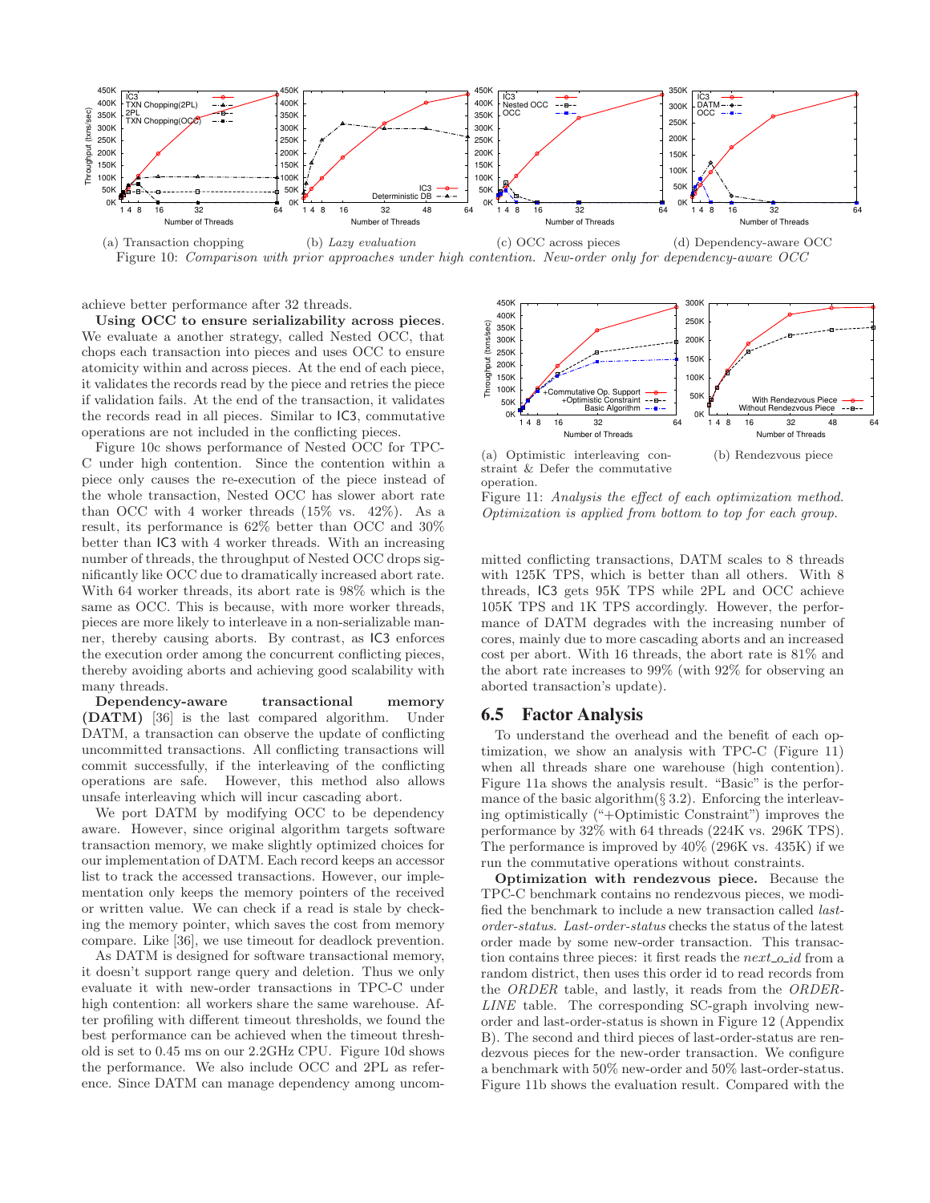(a) Transaction chopping (b) *Lazy evaluation* (c) OCC across pieces (d) Dependency-aware OCC

Figure 10: *Comparison with prior approaches under high contention. New-order only for dependency-aware OCC*

achieve better performance after 32 threads.

**Using OCC to ensure serializability across pieces**. We evaluate a another strategy, called Nested OCC, that chops each transaction into pieces and uses OCC to ensure atomicity within and across pieces. At the end of each piece, it validates the records read by the piece and retries the piece if validation fails. At the end of the transaction, it validates the records read in all pieces. Similar to IC3, commutative operations are not included in the conflicting pieces.

Figure 10c shows performance of Nested OCC for TPC-C under high contention. Since the contention within a piece only causes the re-execution of the piece instead of the whole transaction, Nested OCC has slower abort rate than OCC with 4 worker threads (15% vs. 42%). As a result, its performance is 62% better than OCC and 30% better than IC3 with 4 worker threads. With an increasing number of threads, the throughput of Nested OCC drops significantly like OCC due to dramatically increased abort rate. With 64 worker threads, its abort rate is 98% which is the same as OCC. This is because, with more worker threads, pieces are more likely to interleave in a non-serializable manner, thereby causing aborts. By contrast, as IC3 enforces the execution order among the concurrent conflicting pieces, thereby avoiding aborts and achieving good scalability with many threads.

**Dependency-aware transactional memory (DATM)** [36] is the last compared algorithm. Under DATM, a transaction can observe the update of conflicting uncommitted transactions. All conflicting transactions will commit successfully, if the interleaving of the conflicting operations are safe. However, this method also allows unsafe interleaving which will incur cascading abort.

We port DATM by modifying OCC to be dependency aware. However, since original algorithm targets software transaction memory, we make slightly optimized choices for our implementation of DATM. Each record keeps an accessor list to track the accessed transactions. However, our implementation only keeps the memory pointers of the received or written value. We can check if a read is stale by checking the memory pointer, which saves the cost from memory compare. Like [36], we use timeout for deadlock prevention.

As DATM is designed for software transactional memory, it doesn't support range query and deletion. Thus we only evaluate it with new-order transactions in TPC-C under high contention: all workers share the same warehouse. After profiling with different timeout thresholds, we found the best performance can be achieved when the timeout threshold is set to 0.45 ms on our 2.2GHz CPU. Figure 10d shows the performance. We also include OCC and 2PL as reference. Since DATM can manage dependency among uncommitted conflicting transactions, DATM scales to 8 threads with 125K TPS, which is better than all others. With 8 threads, IC3 gets 95K TPS while 2PL and OCC achieve 105K TPS and 1K TPS accordingly. However, the performance of DATM degrades with the increasing number of cores, mainly due to more cascading aborts and an increased cost per abort. With 16 threads, the abort rate is 81% and the abort rate increases to 99% (with 92% for observing an aborted transaction's update).

(a) Optimistic interleaving constraint & Defer the commutative operation. (b) Rendezvous piece

Figure 11: *Analysis the effect of each optimization method. Optimization is applied from bottom to top for each group.*

## 6.5 Factor Analysis

To understand the overhead and the benefit of each optimization, we show an analysis with TPC-C (Figure 11) when all threads share one warehouse (high contention). Figure 11a shows the analysis result. "Basic" is the performance of the basic algorithm(§ 3.2). Enforcing the interleaving optimistically ("+Optimistic Constraint") improves the performance by 32% with 64 threads (224K vs. 296K TPS). The performance is improved by 40% (296K vs. 435K) if we run the commutative operations without constraints.

**Optimization with rendezvous piece.** Because the TPC-C benchmark contains no rendezvous pieces, we modified the benchmark to include a new transaction called *last-order-status*. *Last-order-status* checks the status of the latest order made by some new-order transaction. This transaction contains three pieces: it first reads the *next_o_id* from a random district, then uses this order id to read records from the *ORDER* table, and lastly, it reads from the *ORDER-LINE* table. The corresponding SC-graph involving new-order and last-order-status is shown in Figure 12 (Appendix B). The second and third pieces of last-order-status are rendezvous pieces for the new-order transaction. We configure a benchmark with 50% new-order and 50% last-order-status. Figure 11b shows the evaluation result. Compared with the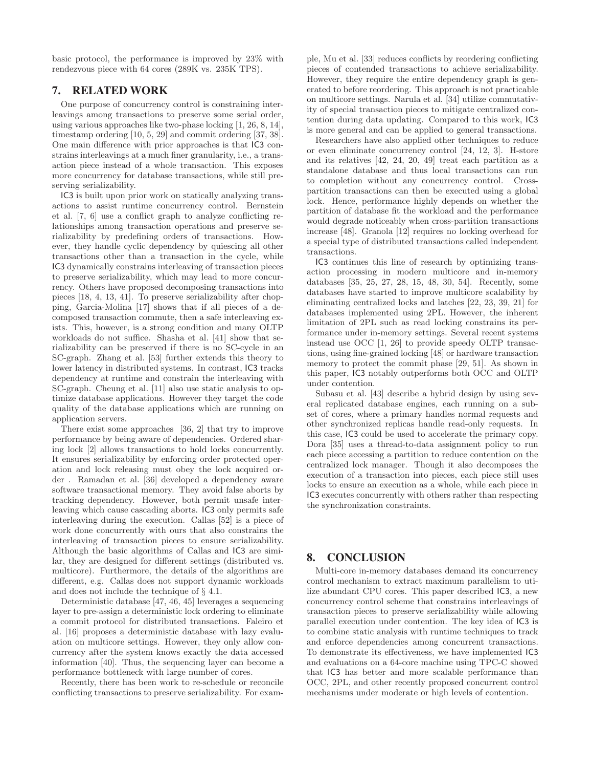basic protocol, the performance is improved by 23% with rendezvous piece with 64 cores (289K vs. 235K TPS).

## 7. RELATED WORK

One purpose of concurrency control is constraining interleavings among transactions to preserve some serial order, using various approaches like two-phase locking [1, 26, 8, 14], timestamp ordering [10, 5, 29] and commit ordering [37, 38]. One main difference with prior approaches is that IC3 constrains interleavings at a much finer granularity, i.e., a transaction piece instead of a whole transaction. This exposes more concurrency for database transactions, while still preserving serializability.

IC3 is built upon prior work on statically analyzing transactions to assist runtime concurrency control. Bernstein et al. [7, 6] use a conflict graph to analyze conflicting relationships among transaction operations and preserve serializability by predefining orders of transactions. However, they handle cyclic dependency by quiescing all other transactions other than a transaction in the cycle, while IC3 dynamically constrains interleaving of transaction pieces to preserve serializability, which may lead to more concurrency. Others have proposed decomposing transactions into pieces [18, 4, 13, 41]. To preserve serializability after chopping, Garcia-Molina [17] shows that if all pieces of a decomposed transaction commute, then a safe interleaving exists. This, however, is a strong condition and many OLTP workloads do not suffice. Shasha et al. [41] show that serializability can be preserved if there is no SC-cycle in an SC-graph. Zhang et al. [53] further extends this theory to lower latency in distributed systems. In contrast, IC3 tracks dependency at runtime and constrain the interleaving with SC-graph. Cheung et al. [11] also use static analysis to optimize database applications. However they target the code quality of the database applications which are running on application servers.

There exist some approaches [36, 2] that try to improve performance by being aware of dependencies. Ordered sharing lock [2] allows transactions to hold locks concurrently. It ensures serializability by enforcing order protected operation and lock releasing must obey the lock acquired order . Ramadan et al. [36] developed a dependency aware software transactional memory. They avoid false aborts by tracking dependency. However, both permit unsafe interleaving which cause cascading aborts. IC3 only permits safe interleaving during the execution. Callas [52] is a piece of work done concurrently with ours that also constrains the interleaving of transaction pieces to ensure serializability. Although the basic algorithms of Callas and IC3 are similar, they are designed for different settings (distributed vs. multicore). Furthermore, the details of the algorithms are different, e.g. Callas does not support dynamic workloads and does not include the technique of § 4.1.

Deterministic database [47, 46, 45] leverages a sequencing layer to pre-assign a deterministic lock ordering to eliminate a commit protocol for distributed transactions. Faleiro et al. [16] proposes a deterministic database with lazy evaluation on multicore settings. However, they only allow concurrency after the system knows exactly the data accessed information [40]. Thus, the sequencing layer can become a performance bottleneck with large number of cores.

Recently, there has been work to re-schedule or reconcile conflicting transactions to preserve serializability. For example, Mu et al. [33] reduces conflicts by reordering conflicting pieces of contended transactions to achieve serializability. However, they require the entire dependency graph is generated to before reordering. This approach is not practicable on multicore settings. Narula et al. [34] utilize commutativity of special transaction pieces to mitigate centralized contention during data updating. Compared to this work, IC3 is more general and can be applied to general transactions.

Researchers have also applied other techniques to reduce or even eliminate concurrency control [24, 12, 3]. H-store and its relatives [42, 24, 20, 49] treat each partition as a standalone database and thus local transactions can run to completion without any concurrency control. Cross-partition transactions can then be executed using a global lock. Hence, performance highly depends on whether the partition of database fit the workload and the performance would degrade noticeably when cross-partition transactions increase [48]. Granola [12] requires no locking overhead for a special type of distributed transactions called independent transactions.

IC3 continues this line of research by optimizing transaction processing in modern multicore and in-memory databases [35, 25, 27, 28, 15, 48, 30, 54]. Recently, some databases have started to improve multicore scalability by eliminating centralized locks and latches [22, 23, 39, 21] for databases implemented using 2PL. However, the inherent limitation of 2PL such as read locking constrains its performance under in-memory settings. Several recent systems instead use OCC [1, 26] to provide speedy OLTP transactions, using fine-grained locking [48] or hardware transaction memory to protect the commit phase [29, 51]. As shown in this paper, IC3 notably outperforms both OCC and OLTP under contention.

Subasu et al. [43] describe a hybrid design by using several replicated database engines, each running on a subset of cores, where a primary handles normal requests and other synchronized replicas handle read-only requests. In this case, IC3 could be used to accelerate the primary copy. Dora [35] uses a thread-to-data assignment policy to run each piece accessing a partition to reduce contention on the centralized lock manager. Though it also decomposes the execution of a transaction into pieces, each piece still uses locks to ensure an execution as a whole, while each piece in IC3 executes concurrently with others rather than respecting the synchronization constraints.

## 8. CONCLUSION

Multi-core in-memory databases demand its concurrency control mechanism to extract maximum parallelism to utilize abundant CPU cores. This paper described IC3, a new concurrency control scheme that constrains interleavings of transaction pieces to preserve serializability while allowing parallel execution under contention. The key idea of IC3 is to combine static analysis with runtime techniques to track and enforce dependencies among concurrent transactions. To demonstrate its effectiveness, we have implemented IC3 and evaluations on a 64-core machine using TPC-C showed that IC3 has better and more scalable performance than OCC, 2PL, and other recently proposed concurrent control mechanisms under moderate or high levels of contention.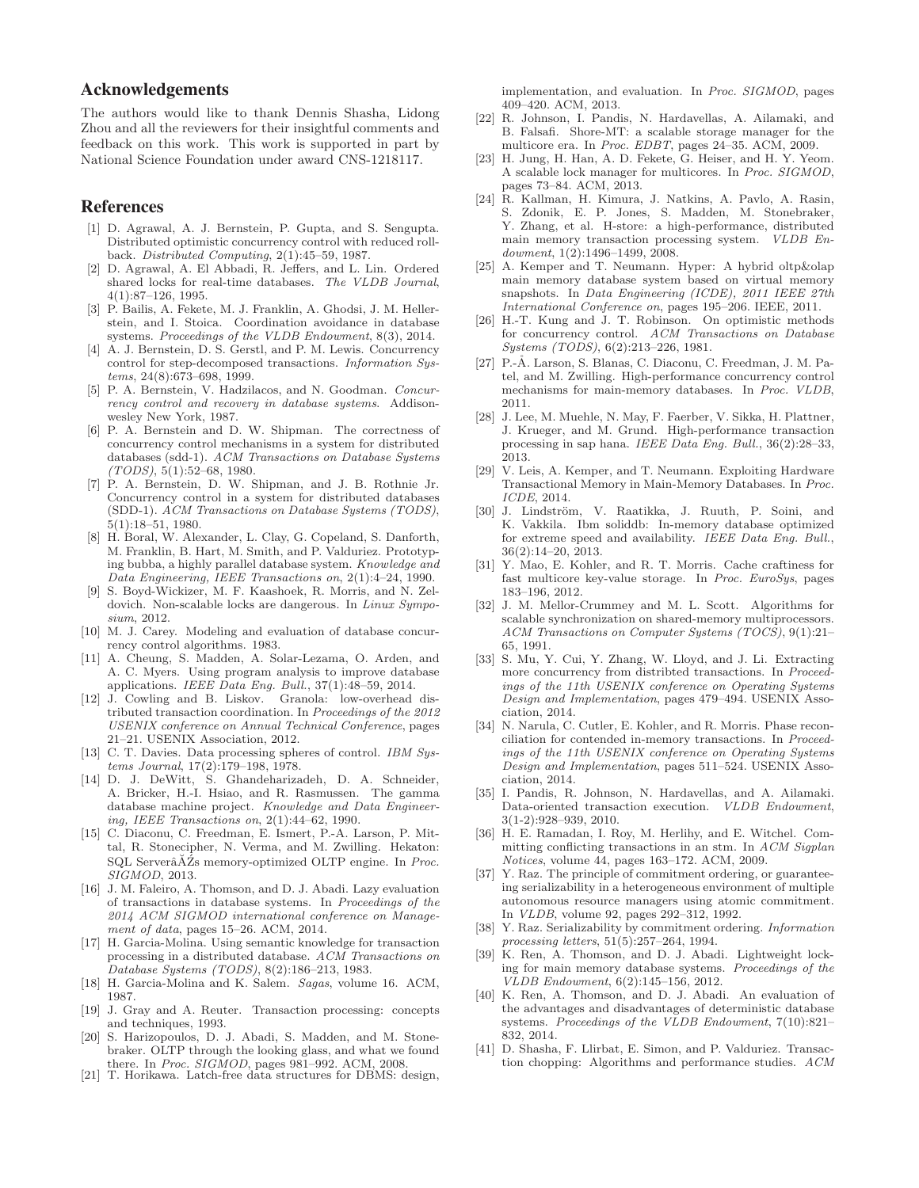## Acknowledgements

The authors would like to thank Dennis Shasha, Lidong Zhou and all the reviewers for their insightful comments and feedback on this work. This work is supported in part by National Science Foundation under award CNS-1218117.

## References

[1] D. Agrawal, A. J. Bernstein, P. Gupta, and S. Sengupta. Distributed optimistic concurrency control with reduced rollback. *Distributed Computing*, 2(1):45–59, 1987.

[2] D. Agrawal, A. El Abbadi, R. Jeffers, and L. Lin. Ordered shared locks for real-time databases. *The VLDB Journal*, 4(1):87–126, 1995.

[3] P. Bailis, A. Fekete, M. J. Franklin, A. Ghodsi, J. M. Hellerstein, and I. Stoica. Coordination avoidance in database systems. *Proceedings of the VLDB Endowment*, 8(3), 2014.

[4] A. J. Bernstein, D. S. Gerstl, and P. M. Lewis. Concurrency control for step-decomposed transactions. *Information Systems*, 24(8):673–698, 1999.

[5] P. A. Bernstein, V. Hadzilacos, and N. Goodman. *Concurrency control and recovery in database systems*. Addison-wesley New York, 1987.

[6] P. A. Bernstein and D. W. Shipman. The correctness of concurrency control mechanisms in a system for distributed databases (sdd-1). *ACM Transactions on Database Systems (TODS)*, 5(1):52–68, 1980.

[7] P. A. Bernstein, D. W. Shipman, and J. B. Rothnie Jr. Concurrency control in a system for distributed databases (SDD-1). *ACM Transactions on Database Systems (TODS)*, 5(1):18–51, 1980.

[8] H. Boral, W. Alexander, L. Clay, G. Copeland, S. Danforth, M. Franklin, B. Hart, M. Smith, and P. Valduriez. Prototyping bubba, a highly parallel database system. *Knowledge and Data Engineering, IEEE Transactions on*, 2(1):4–24, 1990.

[9] S. Boyd-Wickizer, M. F. Kaashoek, R. Morris, and N. Zeldovich. Non-scalable locks are dangerous. In *Linux Symposium*, 2012.

[10] M. J. Carey. Modeling and evaluation of database concurrency control algorithms. 1983.

[11] A. Cheung, S. Madden, A. Solar-Lezama, O. Arden, and A. C. Myers. Using program analysis to improve database applications. *IEEE Data Eng. Bull.*, 37(1):48–59, 2014.

[12] J. Cowling and B. Liskov. Granola: low-overhead distributed transaction coordination. In *Proceedings of the 2012 USENIX conference on Annual Technical Conference*, pages 21–21. USENIX Association, 2012.

[13] C. T. Davies. Data processing spheres of control. *IBM Systems Journal*, 17(2):179–198, 1978.

[14] D. J. DeWitt, S. Ghandeharizadeh, D. A. Schneider, A. Bricker, H.-I. Hsiao, and R. Rasmussen. The gamma database machine project. *Knowledge and Data Engineering, IEEE Transactions on*, 2(1):44–62, 1990.

[15] C. Diaconu, C. Freedman, E. Ismert, P.-A. Larson, P. Mittal, R. Stonecipher, N. Verma, and M. Zwilling. Hekaton: SQL ServerâĂŹs memory-optimized OLTP engine. In *Proc. SIGMOD*, 2013.

[16] J. M. Faleiro, A. Thomson, and D. J. Abadi. Lazy evaluation of transactions in database systems. In *Proceedings of the 2014 ACM SIGMOD international conference on Management of data*, pages 15–26. ACM, 2014.

[17] H. Garcia-Molina. Using semantic knowledge for transaction processing in a distributed database. *ACM Transactions on Database Systems (TODS)*, 8(2):186–213, 1983.

[18] H. Garcia-Molina and K. Salem. *Sagas*, volume 16. ACM, 1987.

[19] J. Gray and A. Reuter. Transaction processing: concepts and techniques, 1993.

[20] S. Harizopoulos, D. J. Abadi, S. Madden, and M. Stonebraker. OLTP through the looking glass, and what we found there. In *Proc. SIGMOD*, pages 981–992. ACM, 2008.

[21] T. Horikawa. Latch-free data structures for DBMS: design, implementation, and evaluation. In *Proc. SIGMOD*, pages 409–420. ACM, 2013.

[22] R. Johnson, I. Pandis, N. Hardavellas, A. Ailamaki, and B. Falsafi. Shore-MT: a scalable storage manager for the multicore era. In *Proc. EDBT*, pages 24–35. ACM, 2009.

[23] H. Jung, H. Han, A. D. Fekete, G. Heiser, and H. Y. Yeom. A scalable lock manager for multicores. In *Proc. SIGMOD*, pages 73–84. ACM, 2013.

[24] R. Kallman, H. Kimura, J. Natkins, A. Pavlo, A. Rasin, S. Zdonik, E. P. Jones, S. Madden, M. Stonebraker, Y. Zhang, et al. H-store: a high-performance, distributed main memory transaction processing system. *VLDB Endowment*, 1(2):1496–1499, 2008.

[25] A. Kemper and T. Neumann. Hyper: A hybrid oltp&olap main memory database system based on virtual memory snapshots. In *Data Engineering (ICDE), 2011 IEEE 27th International Conference on*, pages 195–206. IEEE, 2011.

[26] H.-T. Kung and J. T. Robinson. On optimistic methods for concurrency control. *ACM Transactions on Database Systems (TODS)*, 6(2):213–226, 1981.

[27] P.-Å. Larson, S. Blanas, C. Diaconu, C. Freedman, J. M. Patel, and M. Zwilling. High-performance concurrency control mechanisms for main-memory databases. In *Proc. VLDB*, 2011.

[28] J. Lee, M. Muehle, N. May, F. Faerber, V. Sikka, H. Plattner, J. Krueger, and M. Grund. High-performance transaction processing in sap hana. *IEEE Data Eng. Bull.*, 36(2):28–33, 2013.

[29] V. Leis, A. Kemper, and T. Neumann. Exploiting Hardware Transactional Memory in Main-Memory Databases. In *Proc. ICDE*, 2014.

[30] J. Lindström, V. Raatikka, J. Ruuth, P. Soini, and K. Vakkila. Ibm soliddb: In-memory database optimized for extreme speed and availability. *IEEE Data Eng. Bull.*, 36(2):14–20, 2013.

[31] Y. Mao, E. Kohler, and R. T. Morris. Cache craftiness for fast multicore key-value storage. In *Proc. EuroSys*, pages 183–196, 2012.

[32] J. M. Mellor-Crummey and M. L. Scott. Algorithms for scalable synchronization on shared-memory multiprocessors. *ACM Transactions on Computer Systems (TOCS)*, 9(1):21–65, 1991.

[33] S. Mu, Y. Cui, Y. Zhang, W. Lloyd, and J. Li. Extracting more concurrency from distribted transactions. In *Proceedings of the 11th USENIX conference on Operating Systems Design and Implementation*, pages 479–494. USENIX Association, 2014.

[34] N. Narula, C. Cutler, E. Kohler, and R. Morris. Phase reconciliation for contended in-memory transactions. In *Proceedings of the 11th USENIX conference on Operating Systems Design and Implementation*, pages 511–524. USENIX Association, 2014.

[35] I. Pandis, R. Johnson, N. Hardavellas, and A. Ailamaki. Data-oriented transaction execution. *VLDB Endowment*, 3(1-2):928–939, 2010.

[36] H. E. Ramadan, I. Roy, M. Herlihy, and E. Witchel. Committing conflicting transactions in an stm. In *ACM Sigplan Notices*, volume 44, pages 163–172. ACM, 2009.

[37] Y. Raz. The principle of commitment ordering, or guaranteeing serializability in a heterogeneous environment of multiple autonomous resource managers using atomic commitment. In *VLDB*, volume 92, pages 292–312, 1992.

[38] Y. Raz. Serializability by commitment ordering. *Information processing letters*, 51(5):257–264, 1994.

[39] K. Ren, A. Thomson, and D. J. Abadi. Lightweight locking for main memory database systems. *Proceedings of the VLDB Endowment*, 6(2):145–156, 2012.

[40] K. Ren, A. Thomson, and D. J. Abadi. An evaluation of the advantages and disadvantages of deterministic database systems. *Proceedings of the VLDB Endowment*, 7(10):821–832, 2014.

[41] D. Shasha, F. Llirbat, E. Simon, and P. Valduriez. Transaction chopping: Algorithms and performance studies. *ACM*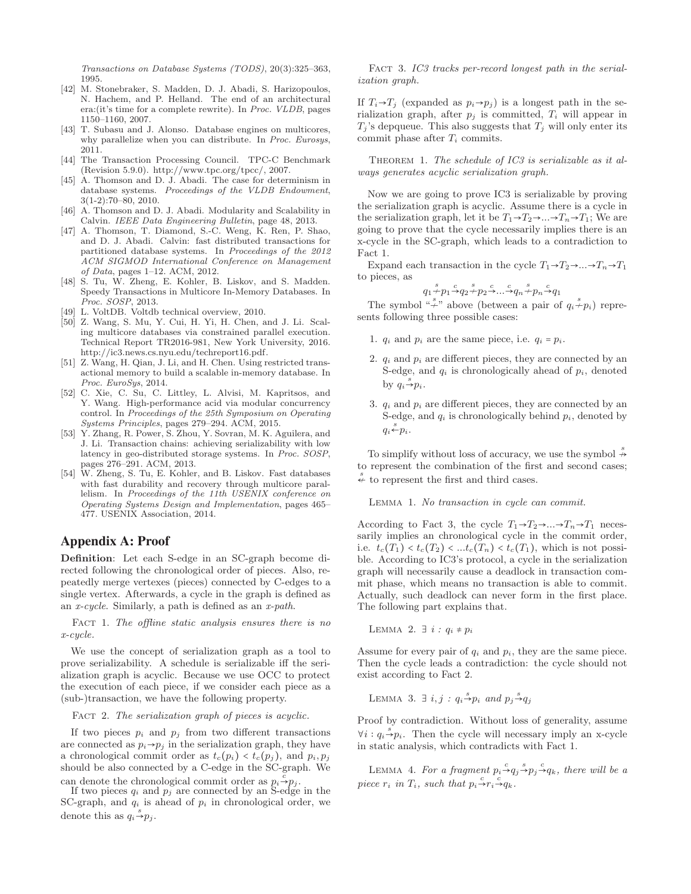*Transactions on Database Systems (TODS)*, 20(3):325–363, 1995.

[42] M. Stonebraker, S. Madden, D. J. Abadi, S. Harizopoulos, N. Hachem, and P. Helland. The end of an architectural era:(it's time for a complete rewrite). In *Proc. VLDB*, pages 1150–1160, 2007.

[43] T. Subasu and J. Alonso. Database engines on multicores, why parallelize when you can distribute. In *Proc. Eurosys*, 2011.

[44] The Transaction Processing Council. TPC-C Benchmark (Revision 5.9.0). http://www.tpc.org/tpcc/, 2007.

[45] A. Thomson and D. J. Abadi. The case for determinism in database systems. *Proceedings of the VLDB Endowment*, 3(1-2):70–80, 2010.

[46] A. Thomson and D. J. Abadi. Modularity and Scalability in Calvin. *IEEE Data Engineering Bulletin*, page 48, 2013.

[47] A. Thomson, T. Diamond, S.-C. Weng, K. Ren, P. Shao, and D. J. Abadi. Calvin: fast distributed transactions for partitioned database systems. In *Proceedings of the 2012 ACM SIGMOD International Conference on Management of Data*, pages 1–12. ACM, 2012.

[48] S. Tu, W. Zheng, E. Kohler, B. Liskov, and S. Madden. Speedy Transactions in Multicore In-Memory Databases. In *Proc. SOSP*, 2013.

[49] L. VoltDB. Voltdb technical overview, 2010.

[50] Z. Wang, S. Mu, Y. Cui, H. Yi, H. Chen, and J. Li. Scaling multicore databases via constrained parallel execution. Technical Report TR2016-981, New York University, 2016. http://ic3.news.cs.nyu.edu/techreport16.pdf.

[51] Z. Wang, H. Qian, J. Li, and H. Chen. Using restricted transactional memory to build a scalable in-memory database. In *Proc. EuroSys*, 2014.

[52] C. Xie, C. Su, C. Littley, L. Alvisi, M. Kapritsos, and Y. Wang. High-performance acid via modular concurrency control. In *Proceedings of the 25th Symposium on Operating Systems Principles*, pages 279–294. ACM, 2015.

[53] Y. Zhang, R. Power, S. Zhou, Y. Sovran, M. K. Aguilera, and J. Li. Transaction chains: achieving serializability with low latency in geo-distributed storage systems. In *Proc. SOSP*, pages 276–291. ACM, 2013.

[54] W. Zheng, S. Tu, E. Kohler, and B. Liskov. Fast databases with fast durability and recovery through multicore parallelism. In *Proceedings of the 11th USENIX conference on Operating Systems Design and Implementation*, pages 465–477. USENIX Association, 2014.

## Appendix A: Proof

**Definition**: Let each S-edge in an SC-graph become directed following the chronological order of pieces. Also, repeatedly merge vertexes (pieces) connected by C-edges to a single vertex. Afterwards, a cycle in the graph is defined as an *x-cycle*. Similarly, a path is defined as an *x-path*.

Fact 1. *The offline static analysis ensures there is no x-cycle.*

We use the concept of serialization graph as a tool to prove serializability. A schedule is serializable iff the serialization graph is acyclic. Because we use OCC to protect the execution of each piece, if we consider each piece as a (sub-)transaction, we have the following property.

Fact 2. *The serialization graph of pieces is acyclic.*

If two pieces $p_i$ and $p_j$ from two different transactions are connected as $p_i \rightarrow p_j$ in the serialization graph, they have a chronological commit order as $t_c(p_i) < t_c(p_j)$, and $p_i, p_j$ should be also connected by a C-edge in the SC-graph. We can denote the chronological commit order as $p_i \xrightarrow{c} p_j$.

If two pieces $q_i$ and $p_j$ are connected by an S-edge in the SC-graph, and $q_i$ is ahead of $p_i$ in chronological order, we denote this as $q_i \xrightarrow{s} p_j$.

Fact 3. *IC3 tracks per-record longest path in the serialization graph.*

If $T_i \rightarrow T_j$ (expanded as $p_i \rightarrow p_j$) is a longest path in the serialization graph, after $p_j$ is committed, $T_i$ will appear in $T_j$'s depqueue. This also suggests that $T_j$ will only enter its commit phase after $T_i$ commits.

Theorem 1. *The schedule of IC3 is serializable as it always generates acyclic serialization graph.*

Now we are going to prove IC3 is serializable by proving the serialization graph is acyclic. Assume there is a cycle in the serialization graph, let it be $T_1 \rightarrow T_2 \rightarrow ... \rightarrow T_n \rightarrow T_1$; We are going to prove that the cycle necessarily implies there is an x-cycle in the SC-graph, which leads to a contradiction to Fact 1.

Expand each transaction in the cycle $T_1 \rightarrow T_2 \rightarrow ... \rightarrow T_n \rightarrow T_1$ to pieces, as

$$q_1 \overset{s}{+} p_1 \xrightarrow{c} q_2 \overset{s}{+} p_2 \xrightarrow{c} ... \xrightarrow{c} q_n \overset{s}{+} p_n \xrightarrow{c} q_1$$

The symbol "$\overset{s}{+}$" above (between a pair of $q_i \overset{s}{+} p_i$) represents following three possible cases:

1. $q_i$ and $p_i$ are the same piece, i.e. $q_i = p_i$.
2. $q_i$ and $p_i$ are different pieces, they are connected by an S-edge, and $q_i$ is chronologically ahead of $p_i$, denoted by $q_i \xrightarrow{s} p_i$.
3. $q_i$ and $p_i$ are different pieces, they are connected by an S-edge, and $q_i$ is chronologically behind $p_i$, denoted by $q_i \xleftarrow{s} p_i$.

To simplify without loss of accuracy, we use the symbol $\overset{s}{\nrightarrow}$ to represent the combination of the first and second cases; $\overset{s}{\nleftarrow}$ to represent the first and third cases.

Lemma 1. *No transaction in cycle can commit.*

According to Fact 3, the cycle $T_1 \rightarrow T_2 \rightarrow ... \rightarrow T_n \rightarrow T_1$ necessarily implies an chronological cycle in the commit order, i.e. $t_c(T_1) < t_c(T_2) < ...t_c(T_n) < t_c(T_1)$, which is not possible. According to IC3's protocol, a cycle in the serialization graph will necessarily cause a deadlock in transaction commit phase, which means no transaction is able to commit. Actually, such deadlock can never form in the first place. The following part explains that.

Lemma 2. $\exists\ i : q_i \neq p_i$

Assume for every pair of $q_i$ and $p_i$, they are the same piece. Then the cycle leads a contradiction: the cycle should not exist according to Fact 2.

Lemma 3. $\exists\ i, j : q_i \xrightarrow{s} p_i$ *and* $p_j \xrightarrow{s} q_j$

Proof by contradiction. Without loss of generality, assume $\forall i : q_i \xrightarrow{s} p_i$. Then the cycle will necessary imply an x-cycle in static analysis, which contradicts with Fact 1.

Lemma 4. *For a fragment* $p_i \xrightarrow{c} q_j \xrightarrow{s} p_j \xrightarrow{c} q_k$*, there will be a piece* $r_i$ *in* $T_i$*, such that* $p_i \xrightarrow{c} r_i \xrightarrow{c} q_k$.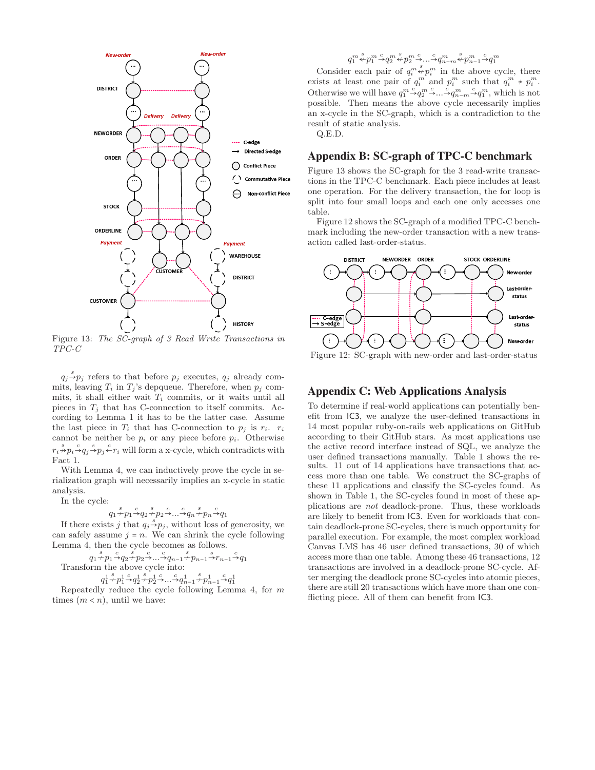Figure 13: *The SC-graph of 3 Read Write Transactions in TPC-C*

$q_j \overset{s}{\rightarrow} p_j$ refers to that before $p_j$ executes, $q_j$ already commits, leaving $T_i$ in $T_j$'s depqueue. Therefore, when $p_j$ commits, it shall either wait $T_i$ commits, or it waits until all pieces in $T_j$ that has C-connection to itself commits. According to Lemma 1 it has to be the latter case. Assume the last piece in $T_i$ that has C-connection to $p_j$ is $r_i$. $r_i$ cannot be neither be $p_i$ or any piece before $p_i$. Otherwise $r_i \overset{s}{\rightarrow} p_i \overset{c}{\rightarrow} q_j \overset{s}{\rightarrow} p_j \overset{c}{\leftarrow} r_i$ will form a x-cycle, which contradicts with Fact 1.

With Lemma 4, we can inductively prove the cycle in serialization graph will necessarily implies an x-cycle in static analysis.

In the cycle:

$$q_1 \overset{s}{\leftrightarrow} p_1 \overset{c}{\rightarrow} q_2 \overset{s}{\leftrightarrow} p_2 \overset{c}{\rightarrow} ... \overset{c}{\rightarrow} q_n \overset{s}{\leftrightarrow} p_n \overset{c}{\rightarrow} q_1$$

If there exists $j$ that $q_j \overset{s}{\rightarrow} p_j$, without loss of generosity, we can safely assume $j = n$. We can shrink the cycle following Lemma 4, then the cycle becomes as follows.

$$q_1 \overset{s}{\leftrightarrow} p_1 \overset{c}{\rightarrow} q_2 \overset{s}{\leftrightarrow} p_2 \overset{c}{\rightarrow} ... \overset{c}{\rightarrow} q_{n-1} \overset{s}{\leftrightarrow} p_{n-1} \overset{s}{\rightarrow} r_{n-1} \overset{c}{\rightarrow} q_1$$

Transform the above cycle into:

$$q_1^1 \overset{s}{\leftrightarrow} p_1^1 \overset{c}{\rightarrow} q_2^1 \overset{s}{\leftrightarrow} p_2^1 \overset{c}{\rightarrow} ... \overset{c}{\rightarrow} q_{n-1}^1 \overset{s}{\leftrightarrow} p_{n-1}^1 \overset{c}{\rightarrow} q_1^1$$

Repeatedly reduce the cycle following Lemma 4, for $m$ times ($m < n$), until we have:

$$q_1^m \overset{s}{\leftarrow} p_1^m \overset{c}{\rightarrow} q_2^m \overset{s}{\leftarrow} p_2^m \overset{c}{\rightarrow} ... \overset{c}{\rightarrow} q_{n-m}^m \overset{s}{\leftarrow} p_{n-1}^m \overset{c}{\rightarrow} q_1^m$$

Consider each pair of $q_i^m \overset{s}{\leftarrow} p_i^m$ in the above cycle, there exists at least one pair of $q_i^m$ and $p_i^m$ such that $q_i^m \neq p_i^m$. Otherwise we will have $q_1^m \overset{c}{\rightarrow} q_2^m \overset{c}{\rightarrow} ... \overset{c}{\rightarrow} q_{n-m}^m \overset{c}{\rightarrow} q_1^m$, which is not possible. Then means the above cycle necessarily implies an x-cycle in the SC-graph, which is a contradiction to the result of static analysis.

Q.E.D.

## Appendix B: SC-graph of TPC-C benchmark

Figure 13 shows the SC-graph for the 3 read-write transactions in the TPC-C benchmark. Each piece includes at least one operation. For the delivery transaction, the for loop is split into four small loops and each one only accesses one table.

Figure 12 shows the SC-graph of a modified TPC-C benchmark including the new-order transaction with a new transaction called last-order-status.

Figure 12: SC-graph with new-order and last-order-status

## Appendix C: Web Applications Analysis

To determine if real-world applications can potentially benefit from IC3, we analyze the user-defined transactions in 14 most popular ruby-on-rails web applications on GitHub according to their GitHub stars. As most applications use the active record interface instead of SQL, we analyze the user defined transactions manually. Table 1 shows the results. 11 out of 14 applications have transactions that access more than one table. We construct the SC-graphs of these 11 applications and classify the SC-cycles found. As shown in Table 1, the SC-cycles found in most of these applications are *not* deadlock-prone. Thus, these workloads are likely to benefit from IC3. Even for workloads that contain deadlock-prone SC-cycles, there is much opportunity for parallel execution. For example, the most complex workload Canvas LMS has 46 user defined transactions, 30 of which access more than one table. Among these 46 transactions, 12 transactions are involved in a deadlock-prone SC-cycle. After merging the deadlock prone SC-cycles into atomic pieces, there are still 20 transactions which have more than one conflicting piece. All of them can benefit from IC3.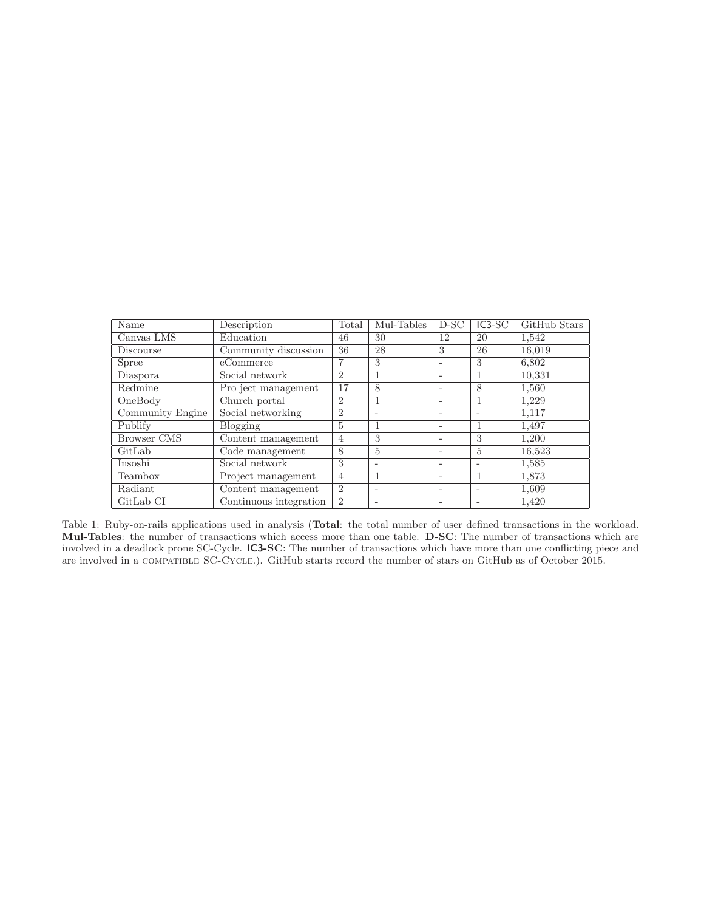| Name | Description | Total | Mul-Tables | D-SC | IC3-SC | GitHub Stars |
|---|---|---|---|---|---|---|
| Canvas LMS | Education | 46 | 30 | 12 | 20 | 1,542 |
| Discourse | Community discussion | 36 | 28 | 3 | 26 | 16,019 |
| Spree | eCommerce | 7 | 3 | - | 3 | 6,802 |
| Diaspora | Social network | 2 | 1 | - | 1 | 10,331 |
| Redmine | Pro ject management | 17 | 8 | - | 8 | 1,560 |
| OneBody | Church portal | 2 | 1 | - | 1 | 1,229 |
| Community Engine | Social networking | 2 | - | - | - | 1,117 |
| Publify | Blogging | 5 | 1 | - | 1 | 1,497 |
| Browser CMS | Content management | 4 | 3 | - | 3 | 1,200 |
| GitLab | Code management | 8 | 5 | - | 5 | 16,523 |
| Insoshi | Social network | 3 | - | - | - | 1,585 |
| Teambox | Project management | 4 | 1 | - | 1 | 1,873 |
| Radiant | Content management | 2 | - | - | - | 1,609 |
| GitLab CI | Continuous integration | 2 | - | - | - | 1,420 |

Table 1: Ruby-on-rails applications used in analysis (**Total**: the total number of user defined transactions in the workload. **Mul-Tables**: the number of transactions which access more than one table. **D-SC**: The number of transactions which are involved in a deadlock prone SC-Cycle. **IC3-SC**: The number of transactions which have more than one conflicting piece and are involved in a COMPATIBLE SC-CYCLE.). GitHub starts record the number of stars on GitHub as of October 2015.